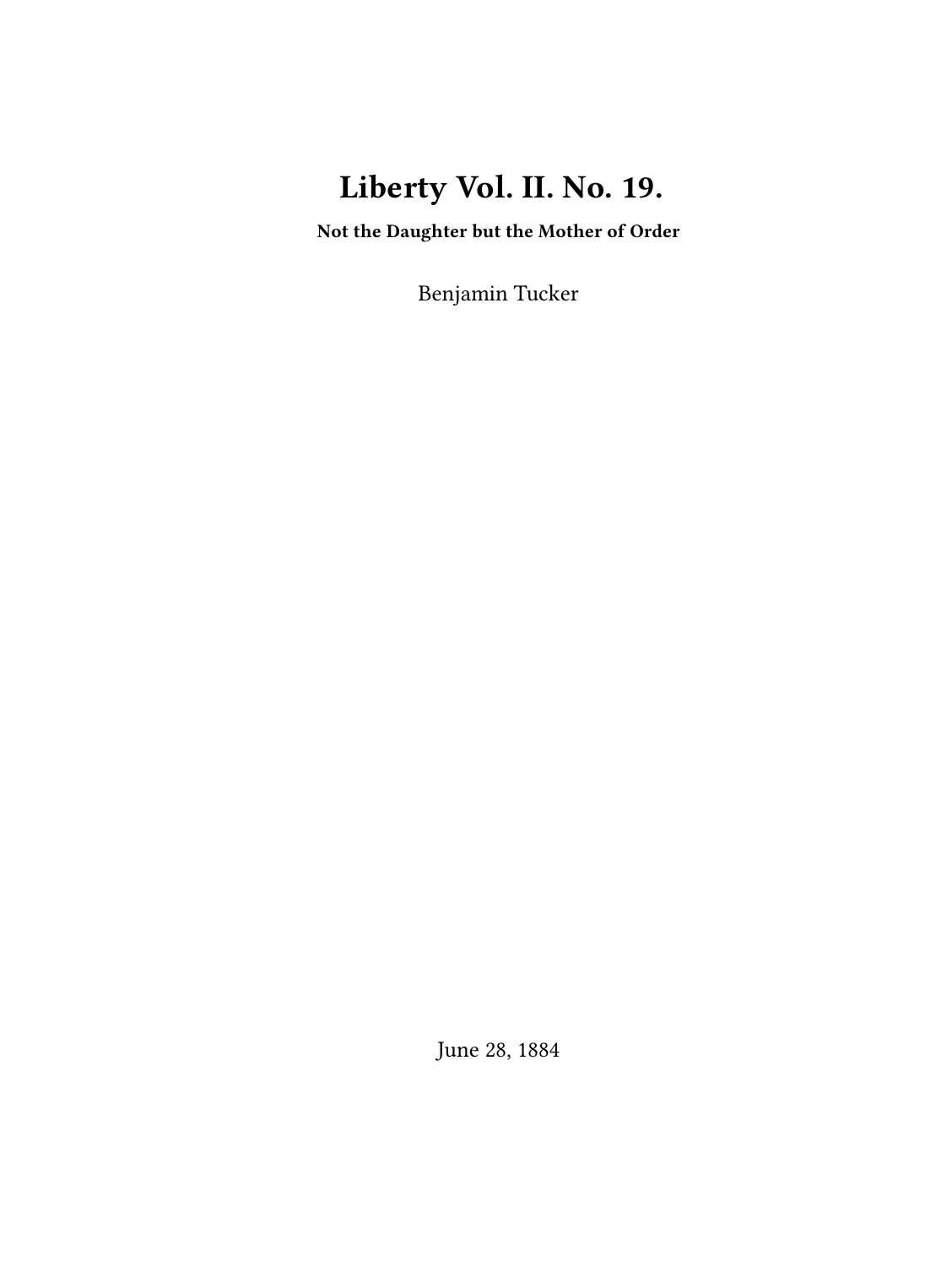# Liberty Vol. II. No. 19.

**Not the Daughter but the Mother of Order**

Benjamin Tucker

June 28, 1884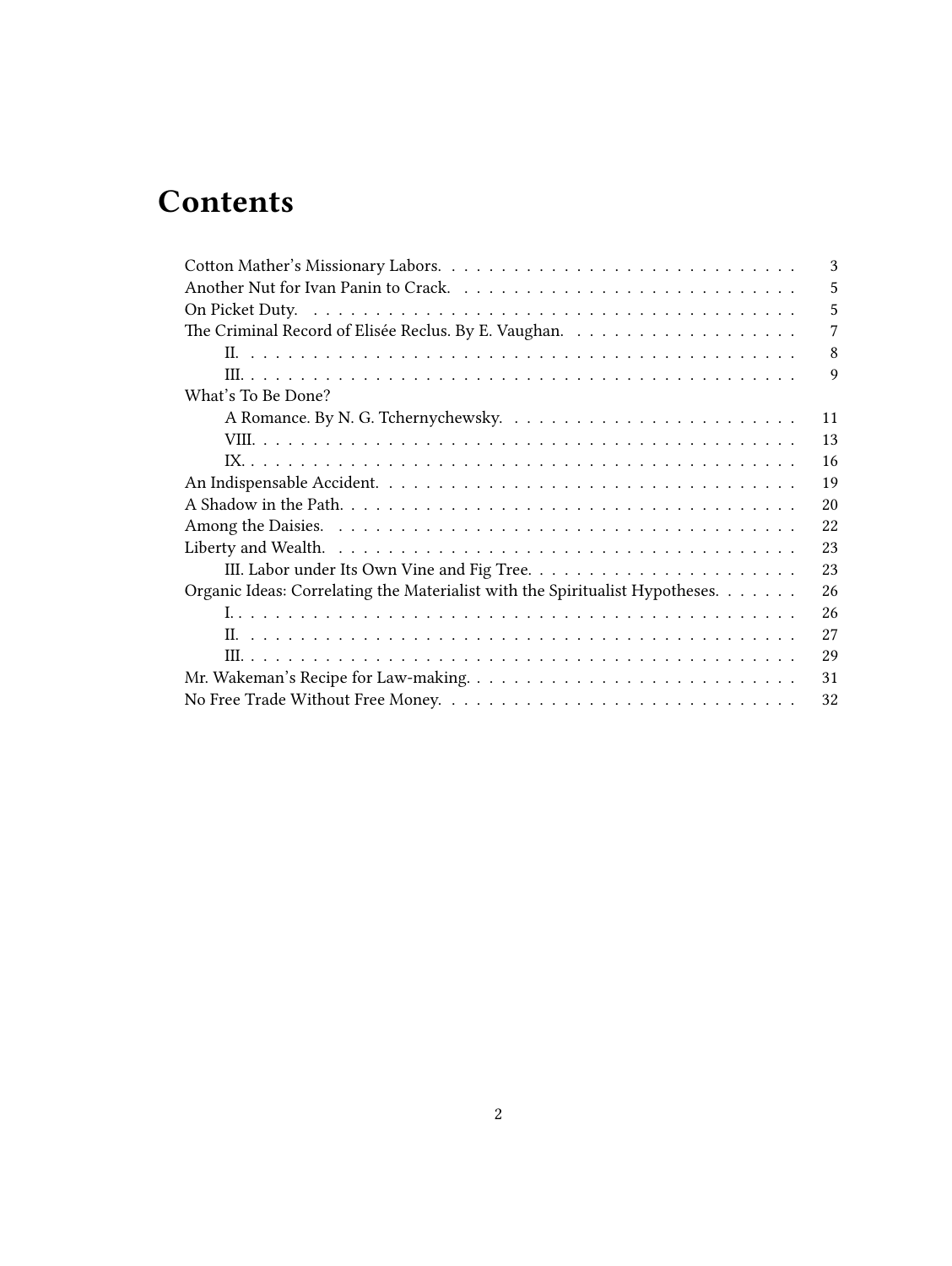# Contents

- Cotton Mather's Missionary Labors. 3
- Another Nut for Ivan Panin to Crack. 5
- On Picket Duty. 5
- The Criminal Record of Elisée Reclus. By E. Vaughan. 7
  - II. 8
  - III. 9
- What's To Be Done?
  - A Romance. By N. G. Tchernychewsky. 11
  - VIII. 13
  - IX. 16
- An Indispensable Accident. 19
- A Shadow in the Path. 20
- Among the Daisies. 22
- Liberty and Wealth. 23
  - III. Labor under Its Own Vine and Fig Tree. 23
- Organic Ideas: Correlating the Materialist with the Spiritualist Hypotheses. 26
  - I. 26
  - II. 27
  - III. 29
- Mr. Wakeman's Recipe for Law-making. 31
- No Free Trade Without Free Money. 32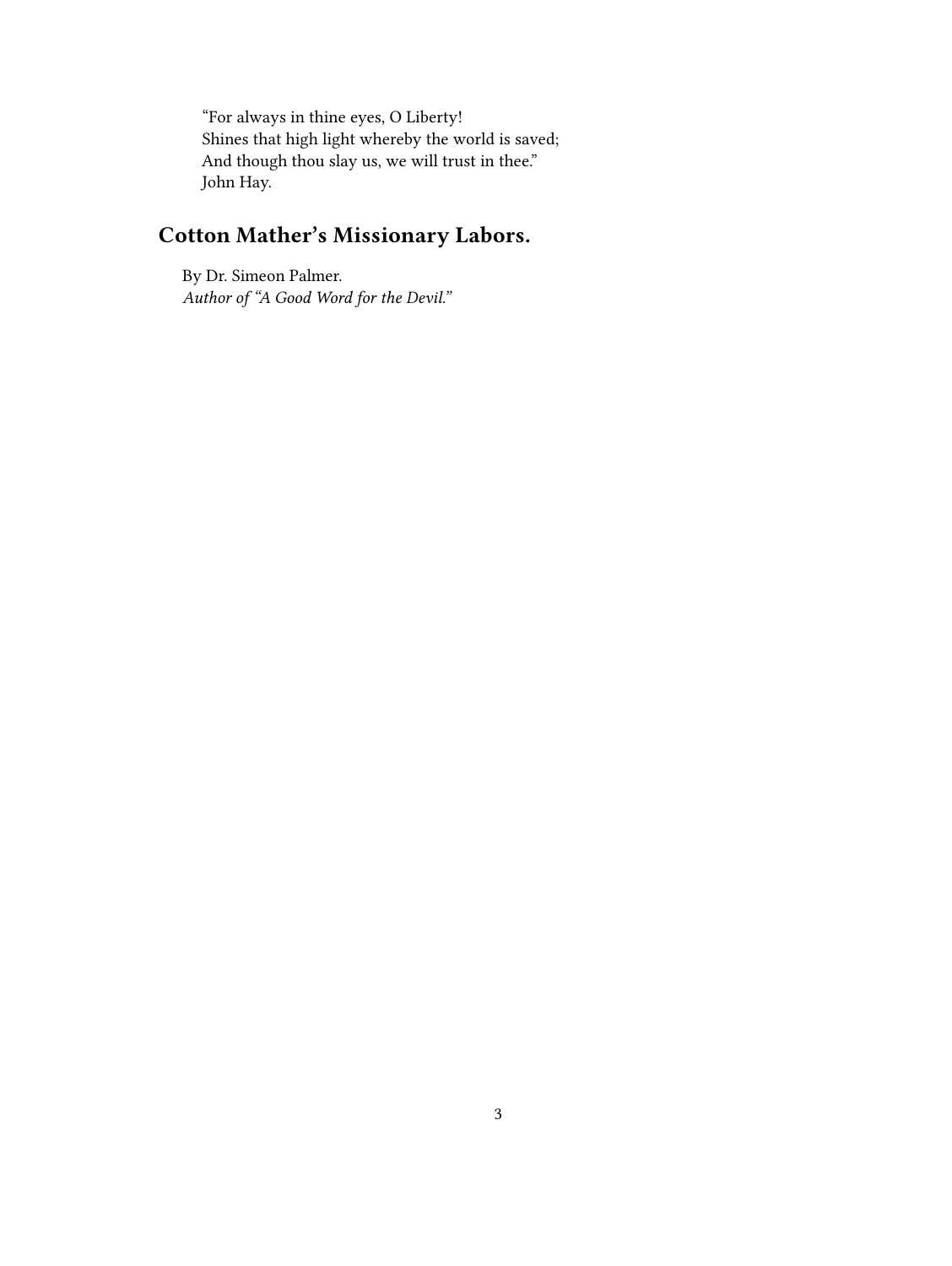> "For always in thine eyes, O Liberty!
> Shines that high light whereby the world is saved;
> And though thou slay us, we will trust in thee."
> John Hay.

## Cotton Mather's Missionary Labors.

By Dr. Simeon Palmer.
*Author of "A Good Word for the Devil."*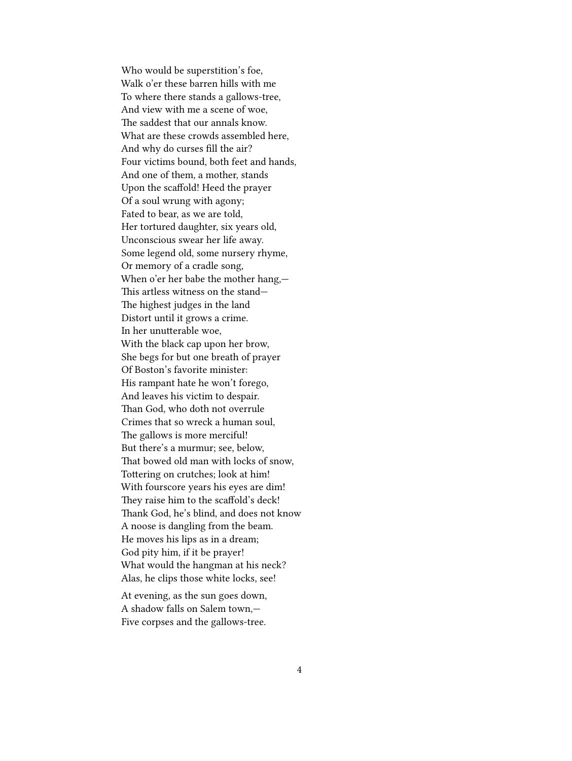Who would be superstition's foe,  
Walk o'er these barren hills with me  
To where there stands a gallows-tree,  
And view with me a scene of woe,  
The saddest that our annals know.  
What are these crowds assembled here,  
And why do curses fill the air?  
Four victims bound, both feet and hands,  
And one of them, a mother, stands  
Upon the scaffold! Heed the prayer  
Of a soul wrung with agony;  
Fated to bear, as we are told,  
Her tortured daughter, six years old,  
Unconscious swear her life away.  
Some legend old, some nursery rhyme,  
Or memory of a cradle song,  
When o'er her babe the mother hang,—  
This artless witness on the stand—  
The highest judges in the land  
Distort until it grows a crime.  
In her unutterable woe,  
With the black cap upon her brow,  
She begs for but one breath of prayer  
Of Boston's favorite minister:  
His rampant hate he won't forego,  
And leaves his victim to despair.  
Than God, who doth not overrule  
Crimes that so wreck a human soul,  
The gallows is more merciful!  
But there's a murmur; see, below,  
That bowed old man with locks of snow,  
Tottering on crutches; look at him!  
With fourscore years his eyes are dim!  
They raise him to the scaffold's deck!  
Thank God, he's blind, and does not know  
A noose is dangling from the beam.  
He moves his lips as in a dream;  
God pity him, if it be prayer!  
What would the hangman at his neck?  
Alas, he clips those white locks, see!

At evening, as the sun goes down,  
A shadow falls on Salem town,—  
Five corpses and the gallows-tree.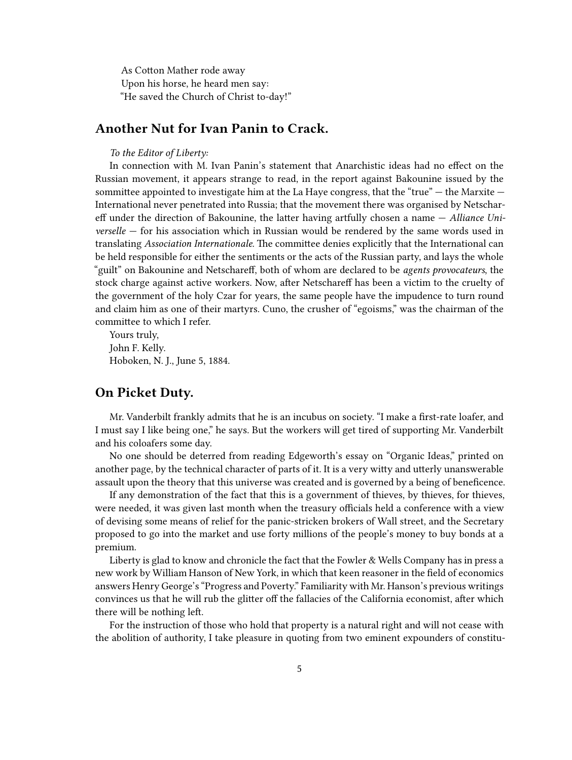As Cotton Mather rode away  
Upon his horse, he heard men say:  
"He saved the Church of Christ to-day!"

## Another Nut for Ivan Panin to Crack.

*To the Editor of Liberty:*

In connection with M. Ivan Panin's statement that Anarchistic ideas had no effect on the Russian movement, it appears strange to read, in the report against Bakounine issued by the sommittee appointed to investigate him at the La Haye congress, that the "true" — the Marxite — International never penetrated into Russia; that the movement there was organised by Netschareff under the direction of Bakounine, the latter having artfully chosen a name — *Alliance Universelle* — for his association which in Russian would be rendered by the same words used in translating *Association Internationale.* The committee denies explicitly that the International can be held responsible for either the sentiments or the acts of the Russian party, and lays the whole "guilt" on Bakounine and Netschareff, both of whom are declared to be *agents provocateurs*, the stock charge against active workers. Now, after Netschareff has been a victim to the cruelty of the government of the holy Czar for years, the same people have the impudence to turn round and claim him as one of their martyrs. Cuno, the crusher of "egoisms," was the chairman of the committee to which I refer.

Yours truly,  
John F. Kelly.  
Hoboken, N. J., June 5, 1884.

## On Picket Duty.

Mr. Vanderbilt frankly admits that he is an incubus on society. "I make a first-rate loafer, and I must say I like being one," he says. But the workers will get tired of supporting Mr. Vanderbilt and his coloafers some day.

No one should be deterred from reading Edgeworth's essay on "Organic Ideas," printed on another page, by the technical character of parts of it. It is a very witty and utterly unanswerable assault upon the theory that this universe was created and is governed by a being of beneficence.

If any demonstration of the fact that this is a government of thieves, by thieves, for thieves, were needed, it was given last month when the treasury officials held a conference with a view of devising some means of relief for the panic-stricken brokers of Wall street, and the Secretary proposed to go into the market and use forty millions of the people's money to buy bonds at a premium.

Liberty is glad to know and chronicle the fact that the Fowler & Wells Company has in press a new work by William Hanson of New York, in which that keen reasoner in the field of economics answers Henry George's "Progress and Poverty." Familiarity with Mr. Hanson's previous writings convinces us that he will rub the glitter off the fallacies of the California economist, after which there will be nothing left.

For the instruction of those who hold that property is a natural right and will not cease with the abolition of authority, I take pleasure in quoting from two eminent expounders of constitu-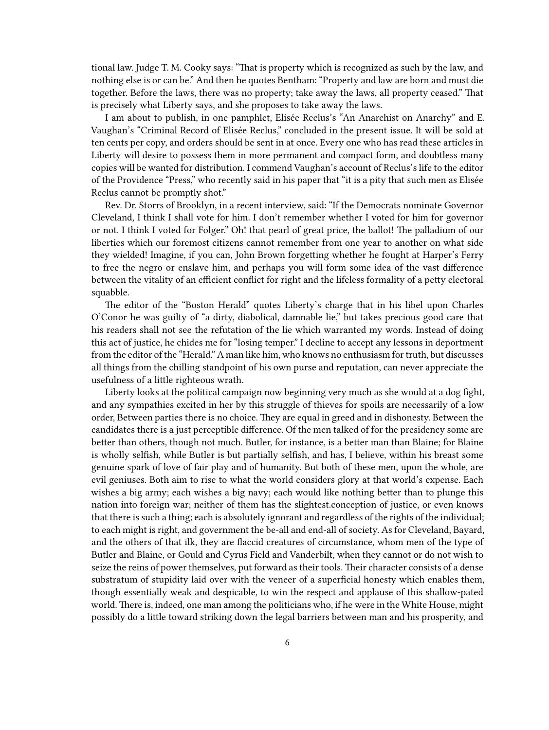tional law. Judge T. M. Cooky says: "That is property which is recognized as such by the law, and nothing else is or can be." And then he quotes Bentham: "Property and law are born and must die together. Before the laws, there was no property; take away the laws, all property ceased." That is precisely what Liberty says, and she proposes to take away the laws.

I am about to publish, in one pamphlet, Elisée Reclus's "An Anarchist on Anarchy" and E. Vaughan's "Criminal Record of Elisée Reclus," concluded in the present issue. It will be sold at ten cents per copy, and orders should be sent in at once. Every one who has read these articles in Liberty will desire to possess them in more permanent and compact form, and doubtless many copies will be wanted for distribution. I commend Vaughan's account of Reclus's life to the editor of the Providence "Press," who recently said in his paper that "it is a pity that such men as Elisée Reclus cannot be promptly shot."

Rev. Dr. Storrs of Brooklyn, in a recent interview, said: "If the Democrats nominate Governor Cleveland, I think I shall vote for him. I don't remember whether I voted for him for governor or not. I think I voted for Folger." Oh! that pearl of great price, the ballot! The palladium of our liberties which our foremost citizens cannot remember from one year to another on what side they wielded! Imagine, if you can, John Brown forgetting whether he fought at Harper's Ferry to free the negro or enslave him, and perhaps you will form some idea of the vast difference between the vitality of an efficient conflict for right and the lifeless formality of a petty electoral squabble.

The editor of the "Boston Herald" quotes Liberty's charge that in his libel upon Charles O'Conor he was guilty of "a dirty, diabolical, damnable lie," but takes precious good care that his readers shall not see the refutation of the lie which warranted my words. Instead of doing this act of justice, he chides me for "losing temper." I decline to accept any lessons in deportment from the editor of the "Herald." A man like him, who knows no enthusiasm for truth, but discusses all things from the chilling standpoint of his own purse and reputation, can never appreciate the usefulness of a little righteous wrath.

Liberty looks at the political campaign now beginning very much as she would at a dog fight, and any sympathies excited in her by this struggle of thieves for spoils are necessarily of a low order, Between parties there is no choice. They are equal in greed and in dishonesty. Between the candidates there is a just perceptible difference. Of the men talked of for the presidency some are better than others, though not much. Butler, for instance, is a better man than Blaine; for Blaine is wholly selfish, while Butler is but partially selfish, and has, I believe, within his breast some genuine spark of love of fair play and of humanity. But both of these men, upon the whole, are evil geniuses. Both aim to rise to what the world considers glory at that world's expense. Each wishes a big army; each wishes a big navy; each would like nothing better than to plunge this nation into foreign war; neither of them has the slightest.conception of justice, or even knows that there is such a thing; each is absolutely ignorant and regardless of the rights of the individual; to each might is right, and government the be-all and end-all of society. As for Cleveland, Bayard, and the others of that ilk, they are flaccid creatures of circumstance, whom men of the type of Butler and Blaine, or Gould and Cyrus Field and Vanderbilt, when they cannot or do not wish to seize the reins of power themselves, put forward as their tools. Their character consists of a dense substratum of stupidity laid over with the veneer of a superficial honesty which enables them, though essentially weak and despicable, to win the respect and applause of this shallow-pated world. There is, indeed, one man among the politicians who, if he were in the White House, might possibly do a little toward striking down the legal barriers between man and his prosperity, and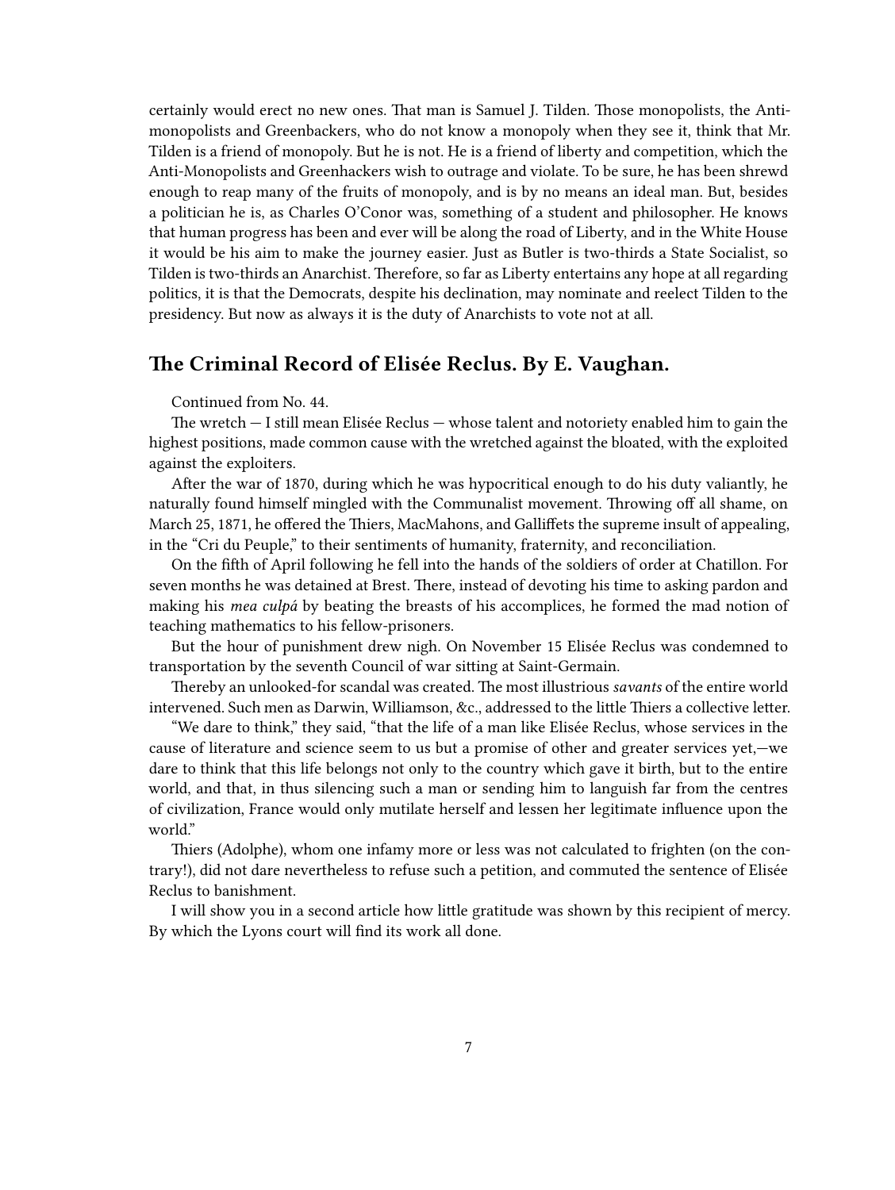certainly would erect no new ones. That man is Samuel J. Tilden. Those monopolists, the Anti-monopolists and Greenbackers, who do not know a monopoly when they see it, think that Mr. Tilden is a friend of monopoly. But he is not. He is a friend of liberty and competition, which the Anti-Monopolists and Greenhackers wish to outrage and violate. To be sure, he has been shrewd enough to reap many of the fruits of monopoly, and is by no means an ideal man. But, besides a politician he is, as Charles O'Conor was, something of a student and philosopher. He knows that human progress has been and ever will be along the road of Liberty, and in the White House it would be his aim to make the journey easier. Just as Butler is two-thirds a State Socialist, so Tilden is two-thirds an Anarchist. Therefore, so far as Liberty entertains any hope at all regarding politics, it is that the Democrats, despite his declination, may nominate and reelect Tilden to the presidency. But now as always it is the duty of Anarchists to vote not at all.

## The Criminal Record of Elisée Reclus. By E. Vaughan.

Continued from No. 44.

The wretch — I still mean Elisée Reclus — whose talent and notoriety enabled him to gain the highest positions, made common cause with the wretched against the bloated, with the exploited against the exploiters.

After the war of 1870, during which he was hypocritical enough to do his duty valiantly, he naturally found himself mingled with the Communalist movement. Throwing off all shame, on March 25, 1871, he offered the Thiers, MacMahons, and Galliffets the supreme insult of appealing, in the "Cri du Peuple," to their sentiments of humanity, fraternity, and reconciliation.

On the fifth of April following he fell into the hands of the soldiers of order at Chatillon. For seven months he was detained at Brest. There, instead of devoting his time to asking pardon and making his *mea culpá* by beating the breasts of his accomplices, he formed the mad notion of teaching mathematics to his fellow-prisoners.

But the hour of punishment drew nigh. On November 15 Elisée Reclus was condemned to transportation by the seventh Council of war sitting at Saint-Germain.

Thereby an unlooked-for scandal was created. The most illustrious *savants* of the entire world intervened. Such men as Darwin, Williamson, &c., addressed to the little Thiers a collective letter.

"We dare to think," they said, "that the life of a man like Elisée Reclus, whose services in the cause of literature and science seem to us but a promise of other and greater services yet,—we dare to think that this life belongs not only to the country which gave it birth, but to the entire world, and that, in thus silencing such a man or sending him to languish far from the centres of civilization, France would only mutilate herself and lessen her legitimate influence upon the world."

Thiers (Adolphe), whom one infamy more or less was not calculated to frighten (on the contrary!), did not dare nevertheless to refuse such a petition, and commuted the sentence of Elisée Reclus to banishment.

I will show you in a second article how little gratitude was shown by this recipient of mercy. By which the Lyons court will find its work all done.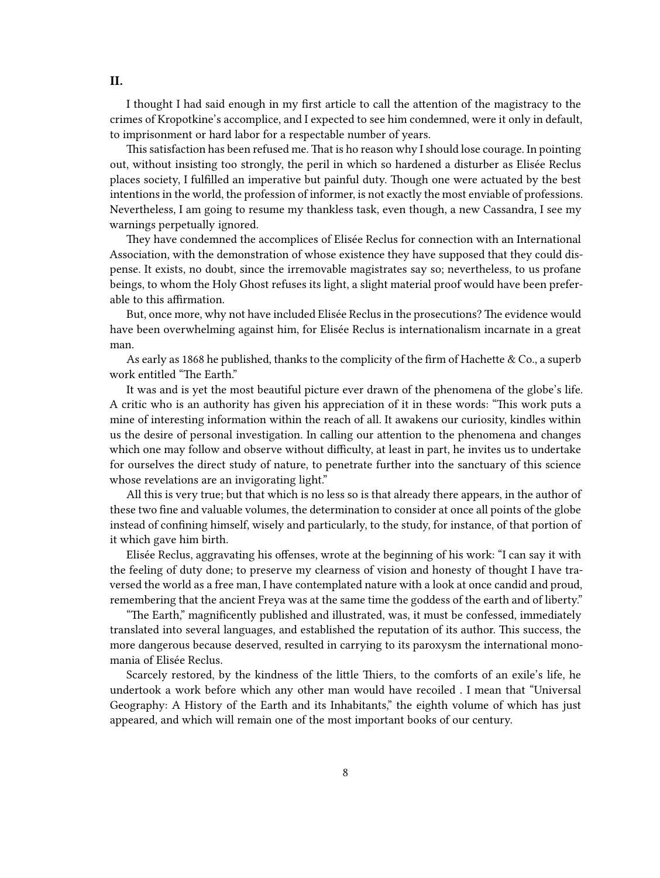## II.

I thought I had said enough in my first article to call the attention of the magistracy to the crimes of Kropotkine's accomplice, and I expected to see him condemned, were it only in default, to imprisonment or hard labor for a respectable number of years.

This satisfaction has been refused me. That is ho reason why I should lose courage. In pointing out, without insisting too strongly, the peril in which so hardened a disturber as Elisée Reclus places society, I fulfilled an imperative but painful duty. Though one were actuated by the best intentions in the world, the profession of informer, is not exactly the most enviable of professions. Nevertheless, I am going to resume my thankless task, even though, a new Cassandra, I see my warnings perpetually ignored.

They have condemned the accomplices of Elisée Reclus for connection with an International Association, with the demonstration of whose existence they have supposed that they could dispense. It exists, no doubt, since the irremovable magistrates say so; nevertheless, to us profane beings, to whom the Holy Ghost refuses its light, a slight material proof would have been preferable to this affirmation.

But, once more, why not have included Elisée Reclus in the prosecutions? The evidence would have been overwhelming against him, for Elisée Reclus is internationalism incarnate in a great man.

As early as 1868 he published, thanks to the complicity of the firm of Hachette & Co., a superb work entitled "The Earth."

It was and is yet the most beautiful picture ever drawn of the phenomena of the globe's life. A critic who is an authority has given his appreciation of it in these words: "This work puts a mine of interesting information within the reach of all. It awakens our curiosity, kindles within us the desire of personal investigation. In calling our attention to the phenomena and changes which one may follow and observe without difficulty, at least in part, he invites us to undertake for ourselves the direct study of nature, to penetrate further into the sanctuary of this science whose revelations are an invigorating light."

All this is very true; but that which is no less so is that already there appears, in the author of these two fine and valuable volumes, the determination to consider at once all points of the globe instead of confining himself, wisely and particularly, to the study, for instance, of that portion of it which gave him birth.

Elisée Reclus, aggravating his offenses, wrote at the beginning of his work: "I can say it with the feeling of duty done; to preserve my clearness of vision and honesty of thought I have traversed the world as a free man, I have contemplated nature with a look at once candid and proud, remembering that the ancient Freya was at the same time the goddess of the earth and of liberty."

"The Earth," magnificently published and illustrated, was, it must be confessed, immediately translated into several languages, and established the reputation of its author. This success, the more dangerous because deserved, resulted in carrying to its paroxysm the international monomania of Elisée Reclus.

Scarcely restored, by the kindness of the little Thiers, to the comforts of an exile's life, he undertook a work before which any other man would have recoiled . I mean that "Universal Geography: A History of the Earth and its Inhabitants," the eighth volume of which has just appeared, and which will remain one of the most important books of our century.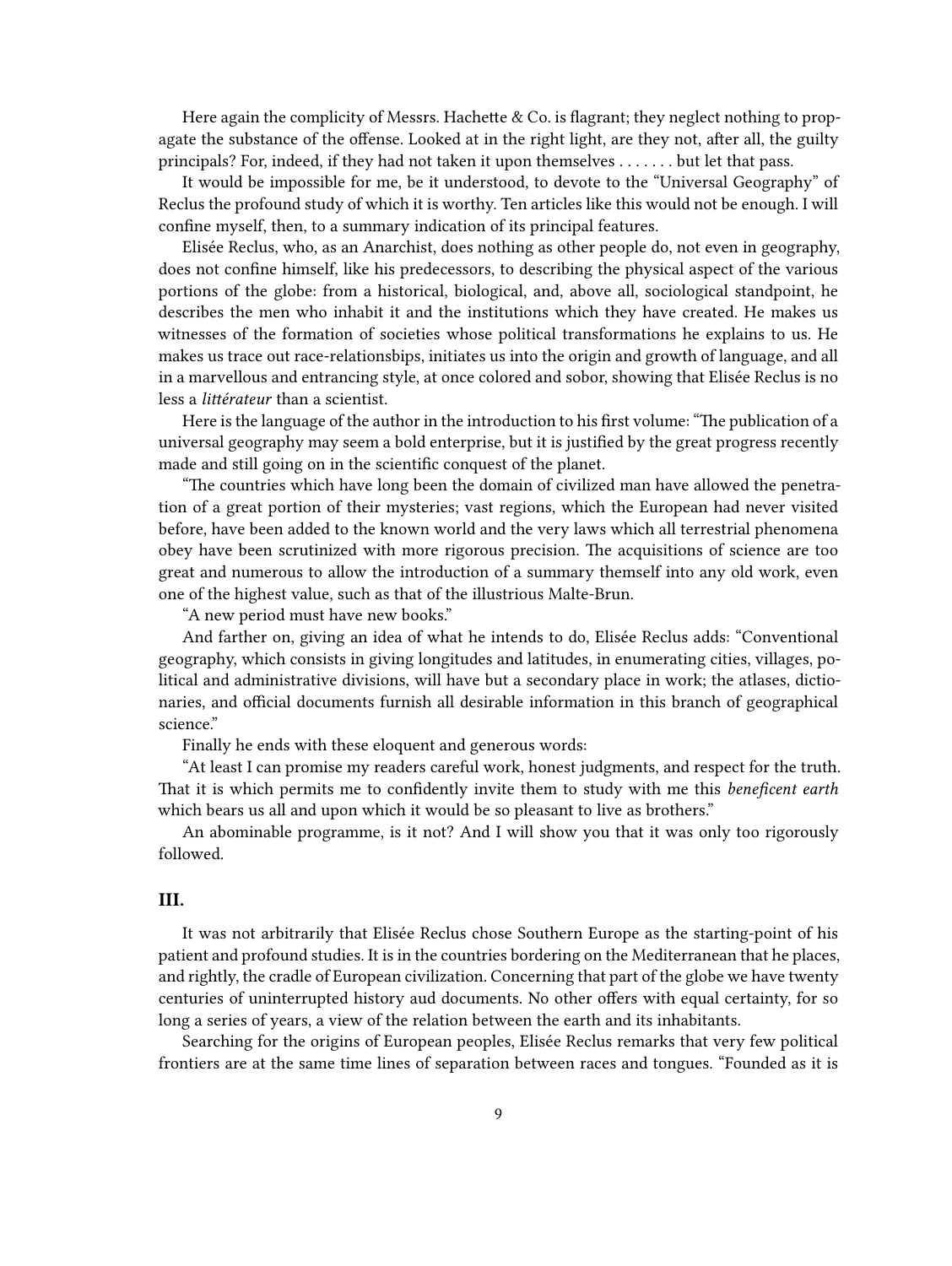Here again the complicity of Messrs. Hachette & Co. is flagrant; they neglect nothing to propagate the substance of the offense. Looked at in the right light, are they not, after all, the guilty principals? For, indeed, if they had not taken it upon themselves . . . . . . . but let that pass.

It would be impossible for me, be it understood, to devote to the "Universal Geography" of Reclus the profound study of which it is worthy. Ten articles like this would not be enough. I will confine myself, then, to a summary indication of its principal features.

Elisée Reclus, who, as an Anarchist, does nothing as other people do, not even in geography, does not confine himself, like his predecessors, to describing the physical aspect of the various portions of the globe: from a historical, biological, and, above all, sociological standpoint, he describes the men who inhabit it and the institutions which they have created. He makes us witnesses of the formation of societies whose political transformations he explains to us. He makes us trace out race-relationsbips, initiates us into the origin and growth of language, and all in a marvellous and entrancing style, at once colored and sobor, showing that Elisée Reclus is no less a *littérateur* than a scientist.

Here is the language of the author in the introduction to his first volume: "The publication of a universal geography may seem a bold enterprise, but it is justified by the great progress recently made and still going on in the scientific conquest of the planet.

"The countries which have long been the domain of civilized man have allowed the penetration of a great portion of their mysteries; vast regions, which the European had never visited before, have been added to the known world and the very laws which all terrestrial phenomena obey have been scrutinized with more rigorous precision. The acquisitions of science are too great and numerous to allow the introduction of a summary themself into any old work, even one of the highest value, such as that of the illustrious Malte-Brun.

"A new period must have new books."

And farther on, giving an idea of what he intends to do, Elisée Reclus adds: "Conventional geography, which consists in giving longitudes and latitudes, in enumerating cities, villages, political and administrative divisions, will have but a secondary place in work; the atlases, dictionaries, and official documents furnish all desirable information in this branch of geographical science."

Finally he ends with these eloquent and generous words:

"At least I can promise my readers careful work, honest judgments, and respect for the truth. That it is which permits me to confidently invite them to study with me this *beneficent earth* which bears us all and upon which it would be so pleasant to live as brothers."

An abominable programme, is it not? And I will show you that it was only too rigorously followed.

### III.

It was not arbitrarily that Elisée Reclus chose Southern Europe as the starting-point of his patient and profound studies. It is in the countries bordering on the Mediterranean that he places, and rightly, the cradle of European civilization. Concerning that part of the globe we have twenty centuries of uninterrupted history aud documents. No other offers with equal certainty, for so long a series of years, a view of the relation between the earth and its inhabitants.

Searching for the origins of European peoples, Elisée Reclus remarks that very few political frontiers are at the same time lines of separation between races and tongues. "Founded as it is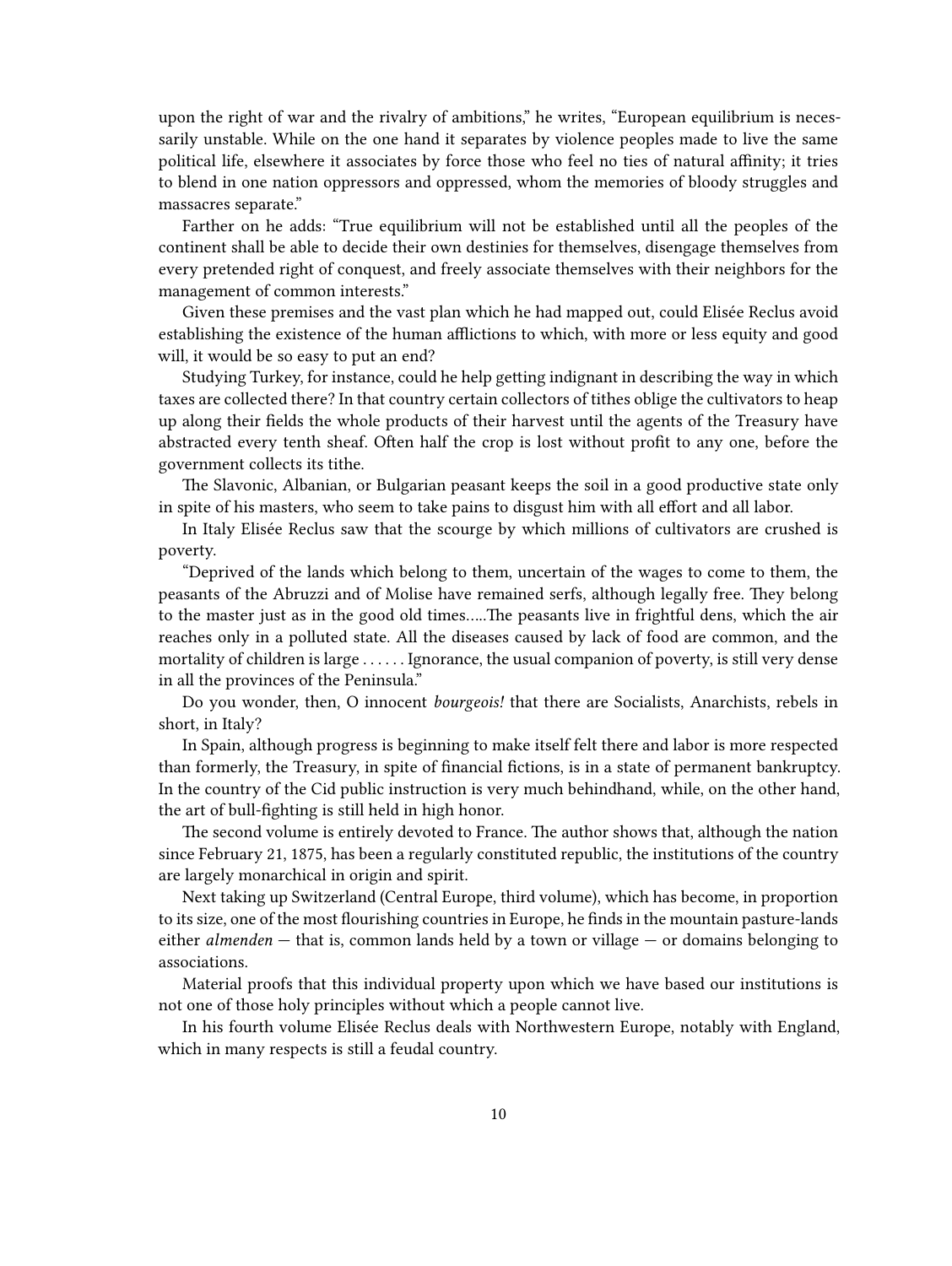upon the right of war and the rivalry of ambitions," he writes, "European equilibrium is necessarily unstable. While on the one hand it separates by violence peoples made to live the same political life, elsewhere it associates by force those who feel no ties of natural affinity; it tries to blend in one nation oppressors and oppressed, whom the memories of bloody struggles and massacres separate."

Farther on he adds: "True equilibrium will not be established until all the peoples of the continent shall be able to decide their own destinies for themselves, disengage themselves from every pretended right of conquest, and freely associate themselves with their neighbors for the management of common interests."

Given these premises and the vast plan which he had mapped out, could Elisée Reclus avoid establishing the existence of the human afflictions to which, with more or less equity and good will, it would be so easy to put an end?

Studying Turkey, for instance, could he help getting indignant in describing the way in which taxes are collected there? In that country certain collectors of tithes oblige the cultivators to heap up along their fields the whole products of their harvest until the agents of the Treasury have abstracted every tenth sheaf. Often half the crop is lost without profit to any one, before the government collects its tithe.

The Slavonic, Albanian, or Bulgarian peasant keeps the soil in a good productive state only in spite of his masters, who seem to take pains to disgust him with all effort and all labor.

In Italy Elisée Reclus saw that the scourge by which millions of cultivators are crushed is poverty.

"Deprived of the lands which belong to them, uncertain of the wages to come to them, the peasants of the Abruzzi and of Molise have remained serfs, although legally free. They belong to the master just as in the good old times.....The peasants live in frightful dens, which the air reaches only in a polluted state. All the diseases caused by lack of food are common, and the mortality of children is large . . . . . . Ignorance, the usual companion of poverty, is still very dense in all the provinces of the Peninsula."

Do you wonder, then, O innocent *bourgeois!* that there are Socialists, Anarchists, rebels in short, in Italy?

In Spain, although progress is beginning to make itself felt there and labor is more respected than formerly, the Treasury, in spite of financial fictions, is in a state of permanent bankruptcy. In the country of the Cid public instruction is very much behindhand, while, on the other hand, the art of bull-fighting is still held in high honor.

The second volume is entirely devoted to France. The author shows that, although the nation since February 21, 1875, has been a regularly constituted republic, the institutions of the country are largely monarchical in origin and spirit.

Next taking up Switzerland (Central Europe, third volume), which has become, in proportion to its size, one of the most flourishing countries in Europe, he finds in the mountain pasture-lands either *almenden* — that is, common lands held by a town or village — or domains belonging to associations.

Material proofs that this individual property upon which we have based our institutions is not one of those holy principles without which a people cannot live.

In his fourth volume Elisée Reclus deals with Northwestern Europe, notably with England, which in many respects is still a feudal country.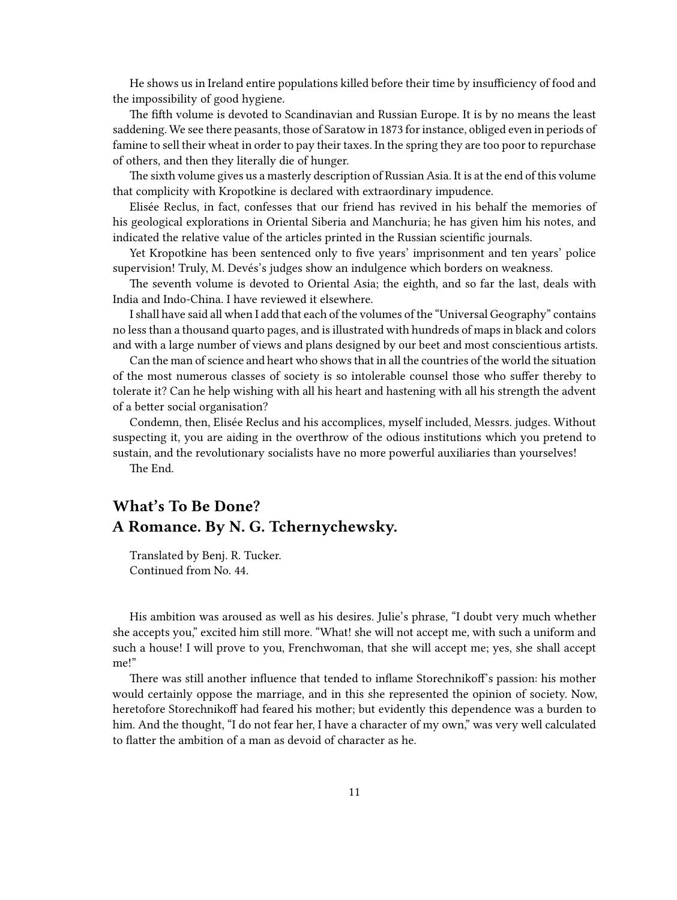He shows us in Ireland entire populations killed before their time by insufficiency of food and the impossibility of good hygiene.

The fifth volume is devoted to Scandinavian and Russian Europe. It is by no means the least saddening. We see there peasants, those of Saratow in 1873 for instance, obliged even in periods of famine to sell their wheat in order to pay their taxes. In the spring they are too poor to repurchase of others, and then they literally die of hunger.

The sixth volume gives us a masterly description of Russian Asia. It is at the end of this volume that complicity with Kropotkine is declared with extraordinary impudence.

Elisée Reclus, in fact, confesses that our friend has revived in his behalf the memories of his geological explorations in Oriental Siberia and Manchuria; he has given him his notes, and indicated the relative value of the articles printed in the Russian scientific journals.

Yet Kropotkine has been sentenced only to five years' imprisonment and ten years' police supervision! Truly, M. Devés's judges show an indulgence which borders on weakness.

The seventh volume is devoted to Oriental Asia; the eighth, and so far the last, deals with India and Indo-China. I have reviewed it elsewhere.

I shall have said all when I add that each of the volumes of the "Universal Geography" contains no less than a thousand quarto pages, and is illustrated with hundreds of maps in black and colors and with a large number of views and plans designed by our beet and most conscientious artists.

Can the man of science and heart who shows that in all the countries of the world the situation of the most numerous classes of society is so intolerable counsel those who suffer thereby to tolerate it? Can he help wishing with all his heart and hastening with all his strength the advent of a better social organisation?

Condemn, then, Elisée Reclus and his accomplices, myself included, Messrs. judges. Without suspecting it, you are aiding in the overthrow of the odious institutions which you pretend to sustain, and the revolutionary socialists have no more powerful auxiliaries than yourselves!

The End.

## What's To Be Done? A Romance. By N. G. Tchernychewsky.

Translated by Benj. R. Tucker.
Continued from No. 44.

His ambition was aroused as well as his desires. Julie's phrase, "I doubt very much whether she accepts you," excited him still more. "What! she will not accept me, with such a uniform and such a house! I will prove to you, Frenchwoman, that she will accept me; yes, she shall accept me!"

There was still another influence that tended to inflame Storechnikoff's passion: his mother would certainly oppose the marriage, and in this she represented the opinion of society. Now, heretofore Storechnikoff had feared his mother; but evidently this dependence was a burden to him. And the thought, "I do not fear her, I have a character of my own," was very well calculated to flatter the ambition of a man as devoid of character as he.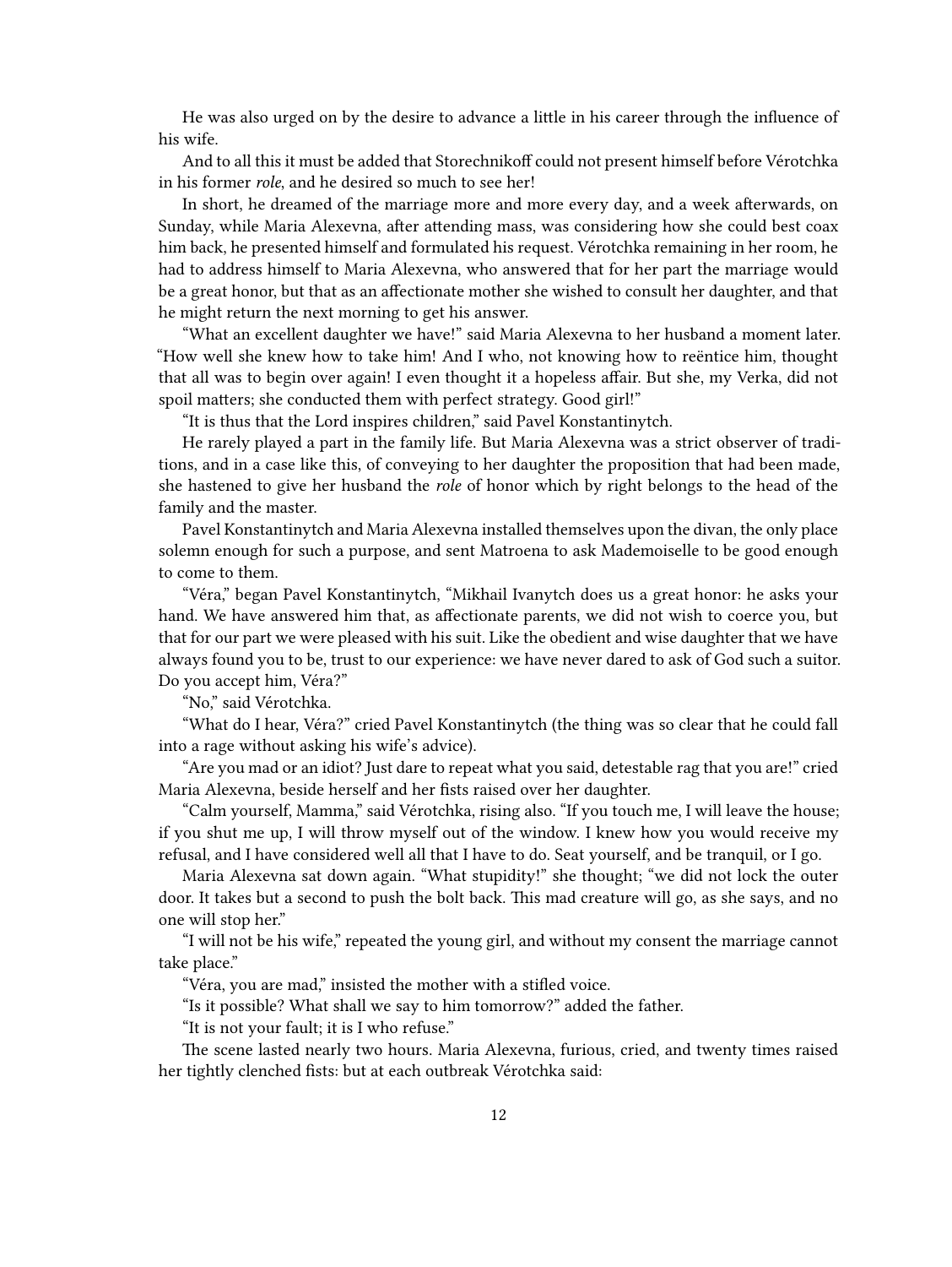He was also urged on by the desire to advance a little in his career through the influence of his wife.

And to all this it must be added that Storechnikoff could not present himself before Vérotchka in his former *role*, and he desired so much to see her!

In short, he dreamed of the marriage more and more every day, and a week afterwards, on Sunday, while Maria Alexevna, after attending mass, was considering how she could best coax him back, he presented himself and formulated his request. Vérotchka remaining in her room, he had to address himself to Maria Alexevna, who answered that for her part the marriage would be a great honor, but that as an affectionate mother she wished to consult her daughter, and that he might return the next morning to get his answer.

"What an excellent daughter we have!" said Maria Alexevna to her husband a moment later. "How well she knew how to take him! And I who, not knowing how to reëntice him, thought that all was to begin over again! I even thought it a hopeless affair. But she, my Verka, did not spoil matters; she conducted them with perfect strategy. Good girl!"

"It is thus that the Lord inspires children," said Pavel Konstantinytch.

He rarely played a part in the family life. But Maria Alexevna was a strict observer of traditions, and in a case like this, of conveying to her daughter the proposition that had been made, she hastened to give her husband the *role* of honor which by right belongs to the head of the family and the master.

Pavel Konstantinytch and Maria Alexevna installed themselves upon the divan, the only place solemn enough for such a purpose, and sent Matroena to ask Mademoiselle to be good enough to come to them.

"Véra," began Pavel Konstantinytch, "Mikhail Ivanytch does us a great honor: he asks your hand. We have answered him that, as affectionate parents, we did not wish to coerce you, but that for our part we were pleased with his suit. Like the obedient and wise daughter that we have always found you to be, trust to our experience: we have never dared to ask of God such a suitor. Do you accept him, Véra?"

"No," said Vérotchka.

"What do I hear, Véra?" cried Pavel Konstantinytch (the thing was so clear that he could fall into a rage without asking his wife's advice).

"Are you mad or an idiot? Just dare to repeat what you said, detestable rag that you are!" cried Maria Alexevna, beside herself and her fists raised over her daughter.

"Calm yourself, Mamma," said Vérotchka, rising also. "If you touch me, I will leave the house; if you shut me up, I will throw myself out of the window. I knew how you would receive my refusal, and I have considered well all that I have to do. Seat yourself, and be tranquil, or I go.

Maria Alexevna sat down again. "What stupidity!" she thought; "we did not lock the outer door. It takes but a second to push the bolt back. This mad creature will go, as she says, and no one will stop her."

"I will not be his wife," repeated the young girl, and without my consent the marriage cannot take place."

"Véra, you are mad," insisted the mother with a stifled voice.

"Is it possible? What shall we say to him tomorrow?" added the father.

"It is not your fault; it is I who refuse."

The scene lasted nearly two hours. Maria Alexevna, furious, cried, and twenty times raised her tightly clenched fists: but at each outbreak Vérotchka said: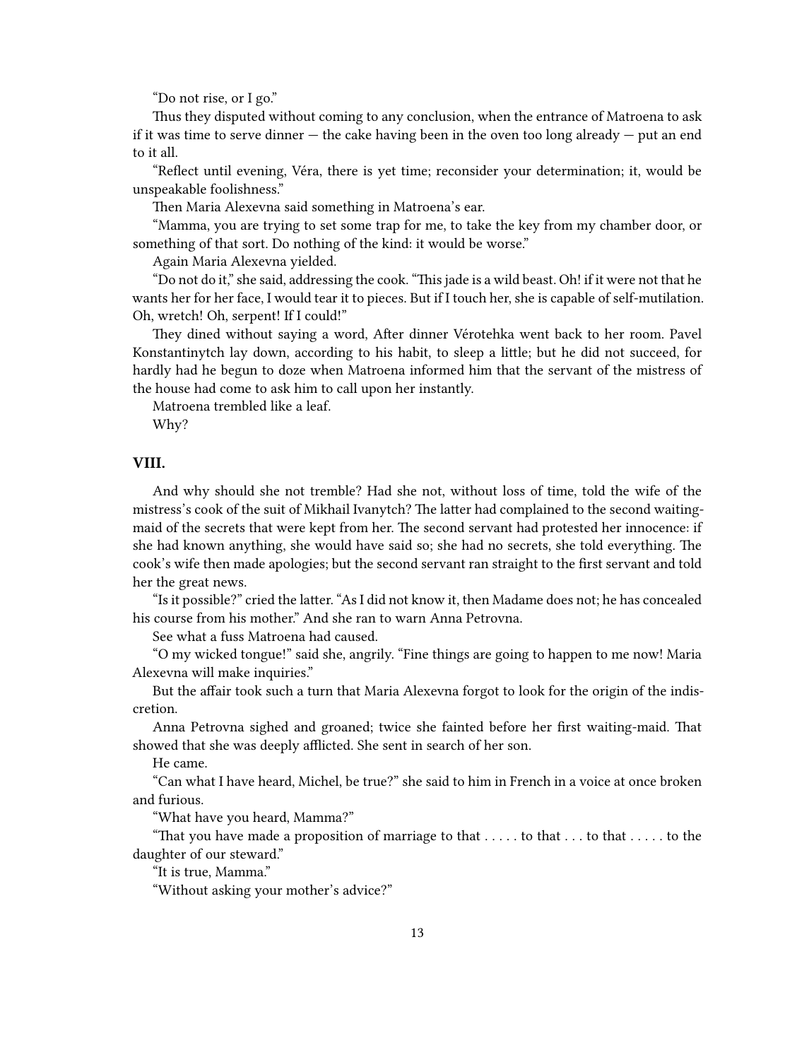"Do not rise, or I go."

Thus they disputed without coming to any conclusion, when the entrance of Matroena to ask if it was time to serve dinner — the cake having been in the oven too long already — put an end to it all.

"Reflect until evening, Véra, there is yet time; reconsider your determination; it, would be unspeakable foolishness."

Then Maria Alexevna said something in Matroena's ear.

"Mamma, you are trying to set some trap for me, to take the key from my chamber door, or something of that sort. Do nothing of the kind: it would be worse."

Again Maria Alexevna yielded.

"Do not do it," she said, addressing the cook. "This jade is a wild beast. Oh! if it were not that he wants her for her face, I would tear it to pieces. But if I touch her, she is capable of self-mutilation. Oh, wretch! Oh, serpent! If I could!"

They dined without saying a word, After dinner Vérotehka went back to her room. Pavel Konstantinytch lay down, according to his habit, to sleep a little; but he did not succeed, for hardly had he begun to doze when Matroena informed him that the servant of the mistress of the house had come to ask him to call upon her instantly.

Matroena trembled like a leaf.

Why?

## VIII.

And why should she not tremble? Had she not, without loss of time, told the wife of the mistress's cook of the suit of Mikhail Ivanytch? The latter had complained to the second waiting-maid of the secrets that were kept from her. The second servant had protested her innocence: if she had known anything, she would have said so; she had no secrets, she told everything. The cook's wife then made apologies; but the second servant ran straight to the first servant and told her the great news.

"Is it possible?" cried the latter. "As I did not know it, then Madame does not; he has concealed his course from his mother." And she ran to warn Anna Petrovna.

See what a fuss Matroena had caused.

"O my wicked tongue!" said she, angrily. "Fine things are going to happen to me now! Maria Alexevna will make inquiries."

But the affair took such a turn that Maria Alexevna forgot to look for the origin of the indiscretion.

Anna Petrovna sighed and groaned; twice she fainted before her first waiting-maid. That showed that she was deeply afflicted. She sent in search of her son.

He came.

"Can what I have heard, Michel, be true?" she said to him in French in a voice at once broken and furious.

"What have you heard, Mamma?"

"That you have made a proposition of marriage to that . . . . . to that . . . to that . . . . . to the daughter of our steward."

"It is true, Mamma."

"Without asking your mother's advice?"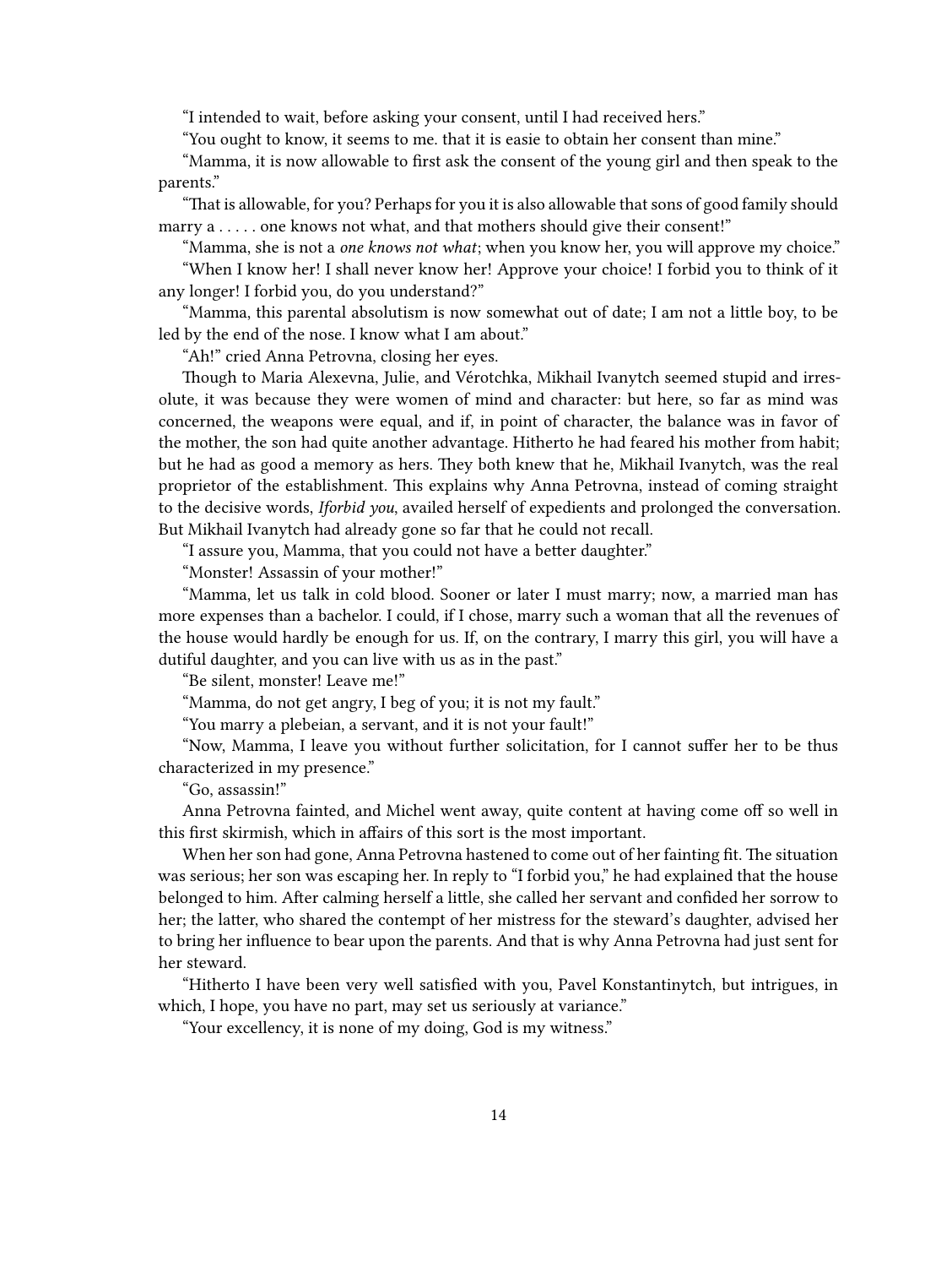"I intended to wait, before asking your consent, until I had received hers."

"You ought to know, it seems to me. that it is easie to obtain her consent than mine."

"Mamma, it is now allowable to first ask the consent of the young girl and then speak to the parents."

"That is allowable, for you? Perhaps for you it is also allowable that sons of good family should marry a . . . . . one knows not what, and that mothers should give their consent!"

"Mamma, she is not a *one knows not what*; when you know her, you will approve my choice."

"When I know her! I shall never know her! Approve your choice! I forbid you to think of it any longer! I forbid you, do you understand?"

"Mamma, this parental absolutism is now somewhat out of date; I am not a little boy, to be led by the end of the nose. I know what I am about."

"Ah!" cried Anna Petrovna, closing her eyes.

Though to Maria Alexevna, Julie, and Vérotchka, Mikhail Ivanytch seemed stupid and irresolute, it was because they were women of mind and character: but here, so far as mind was concerned, the weapons were equal, and if, in point of character, the balance was in favor of the mother, the son had quite another advantage. Hitherto he had feared his mother from habit; but he had as good a memory as hers. They both knew that he, Mikhail Ivanytch, was the real proprietor of the establishment. This explains why Anna Petrovna, instead of coming straight to the decisive words, *Iforbid you*, availed herself of expedients and prolonged the conversation. But Mikhail Ivanytch had already gone so far that he could not recall.

"I assure you, Mamma, that you could not have a better daughter."

"Monster! Assassin of your mother!"

"Mamma, let us talk in cold blood. Sooner or later I must marry; now, a married man has more expenses than a bachelor. I could, if I chose, marry such a woman that all the revenues of the house would hardly be enough for us. If, on the contrary, I marry this girl, you will have a dutiful daughter, and you can live with us as in the past."

"Be silent, monster! Leave me!"

"Mamma, do not get angry, I beg of you; it is not my fault."

"You marry a plebeian, a servant, and it is not your fault!"

"Now, Mamma, I leave you without further solicitation, for I cannot suffer her to be thus characterized in my presence."

"Go, assassin!"

Anna Petrovna fainted, and Michel went away, quite content at having come off so well in this first skirmish, which in affairs of this sort is the most important.

When her son had gone, Anna Petrovna hastened to come out of her fainting fit. The situation was serious; her son was escaping her. In reply to "I forbid you," he had explained that the house belonged to him. After calming herself a little, she called her servant and confided her sorrow to her; the latter, who shared the contempt of her mistress for the steward's daughter, advised her to bring her influence to bear upon the parents. And that is why Anna Petrovna had just sent for her steward.

"Hitherto I have been very well satisfied with you, Pavel Konstantinytch, but intrigues, in which, I hope, you have no part, may set us seriously at variance."

"Your excellency, it is none of my doing, God is my witness."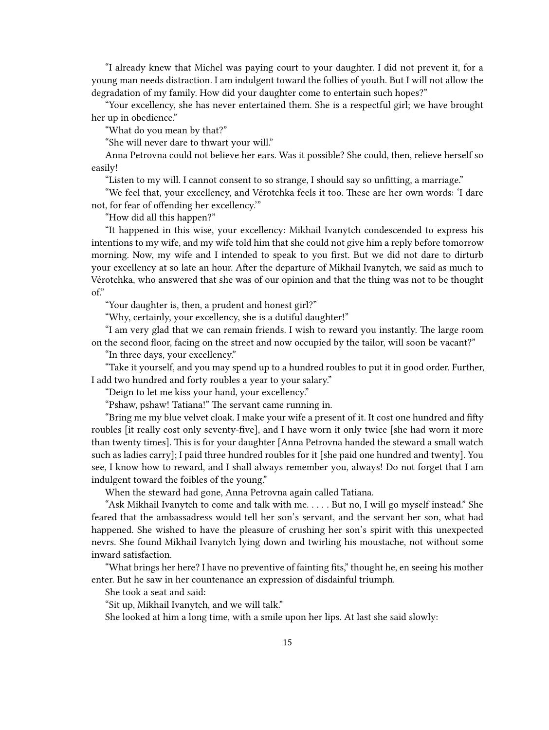"I already knew that Michel was paying court to your daughter. I did not prevent it, for a young man needs distraction. I am indulgent toward the follies of youth. But I will not allow the degradation of my family. How did your daughter come to entertain such hopes?"

"Your excellency, she has never entertained them. She is a respectful girl; we have brought her up in obedience."

"What do you mean by that?"

"She will never dare to thwart your will."

Anna Petrovna could not believe her ears. Was it possible? She could, then, relieve herself so easily!

"Listen to my will. I cannot consent to so strange, I should say so unfitting, a marriage."

"We feel that, your excellency, and Vérotchka feels it too. These are her own words: 'I dare not, for fear of offending her excellency.'"

"How did all this happen?"

"It happened in this wise, your excellency: Mikhail Ivanytch condescended to express his intentions to my wife, and my wife told him that she could not give him a reply before tomorrow morning. Now, my wife and I intended to speak to you first. But we did not dare to dirturb your excellency at so late an hour. After the departure of Mikhail Ivanytch, we said as much to Vérotchka, who answered that she was of our opinion and that the thing was not to be thought of."

"Your daughter is, then, a prudent and honest girl?"

"Why, certainly, your excellency, she is a dutiful daughter!"

"I am very glad that we can remain friends. I wish to reward you instantly. The large room on the second floor, facing on the street and now occupied by the tailor, will soon be vacant?"

"In three days, your excellency."

"Take it yourself, and you may spend up to a hundred roubles to put it in good order. Further, I add two hundred and forty roubles a year to your salary."

"Deign to let me kiss your hand, your excellency."

"Pshaw, pshaw! Tatiana!" The servant came running in.

"Bring me my blue velvet cloak. I make your wife a present of it. It cost one hundred and fifty roubles [it really cost only seventy-five], and I have worn it only twice [she had worn it more than twenty times]. This is for your daughter [Anna Petrovna handed the steward a small watch such as ladies carry]; I paid three hundred roubles for it [she paid one hundred and twenty]. You see, I know how to reward, and I shall always remember you, always! Do not forget that I am indulgent toward the foibles of the young."

When the steward had gone, Anna Petrovna again called Tatiana.

"Ask Mikhail Ivanytch to come and talk with me. . . . . But no, I will go myself instead." She feared that the ambassadress would tell her son's servant, and the servant her son, what had happened. She wished to have the pleasure of crushing her son's spirit with this unexpected nevrs. She found Mikhail Ivanytch lying down and twirling his moustache, not without some inward satisfaction.

"What brings her here? I have no preventive of fainting fits," thought he, en seeing his mother enter. But he saw in her countenance an expression of disdainful triumph.

She took a seat and said:

"Sit up, Mikhail Ivanytch, and we will talk."

She looked at him a long time, with a smile upon her lips. At last she said slowly: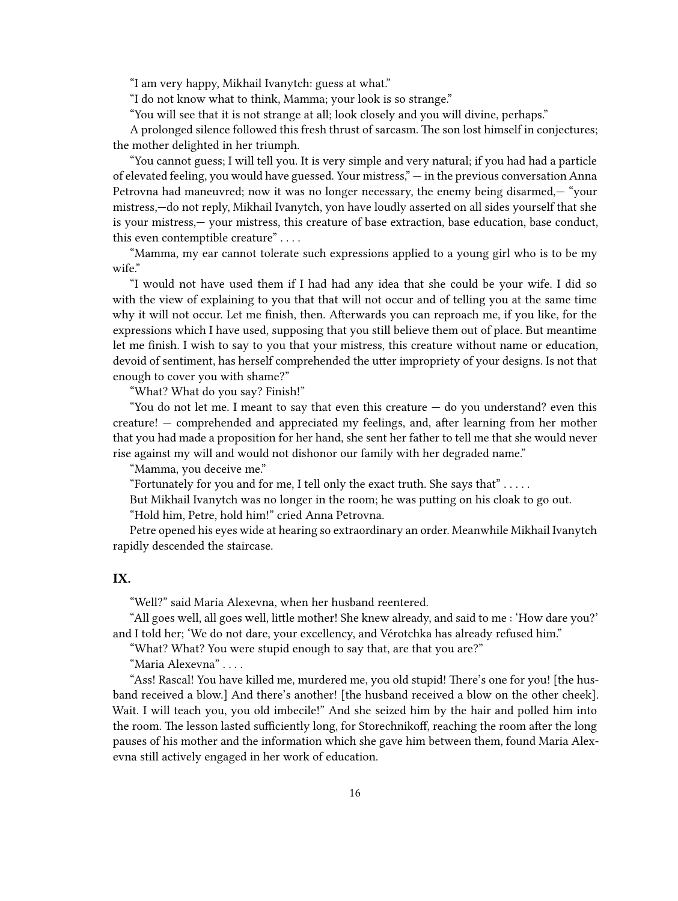"I am very happy, Mikhail Ivanytch: guess at what."

"I do not know what to think, Mamma; your look is so strange."

"You will see that it is not strange at all; look closely and you will divine, perhaps."

A prolonged silence followed this fresh thrust of sarcasm. The son lost himself in conjectures; the mother delighted in her triumph.

"You cannot guess; I will tell you. It is very simple and very natural; if you had had a particle of elevated feeling, you would have guessed. Your mistress," — in the previous conversation Anna Petrovna had maneuvred; now it was no longer necessary, the enemy being disarmed,— "your mistress,—do not reply, Mikhail Ivanytch, yon have loudly asserted on all sides yourself that she is your mistress,— your mistress, this creature of base extraction, base education, base conduct, this even contemptible creature" . . . .

"Mamma, my ear cannot tolerate such expressions applied to a young girl who is to be my wife."

"I would not have used them if I had had any idea that she could be your wife. I did so with the view of explaining to you that that will not occur and of telling you at the same time why it will not occur. Let me finish, then. Afterwards you can reproach me, if you like, for the expressions which I have used, supposing that you still believe them out of place. But meantime let me finish. I wish to say to you that your mistress, this creature without name or education, devoid of sentiment, has herself comprehended the utter impropriety of your designs. Is not that enough to cover you with shame?"

"What? What do you say? Finish!"

"You do not let me. I meant to say that even this creature — do you understand? even this creature! — comprehended and appreciated my feelings, and, after learning from her mother that you had made a proposition for her hand, she sent her father to tell me that she would never rise against my will and would not dishonor our family with her degraded name."

"Mamma, you deceive me."

"Fortunately for you and for me, I tell only the exact truth. She says that" . . . . .

But Mikhail Ivanytch was no longer in the room; he was putting on his cloak to go out.

"Hold him, Petre, hold him!" cried Anna Petrovna.

Petre opened his eyes wide at hearing so extraordinary an order. Meanwhile Mikhail Ivanytch rapidly descended the staircase.

## IX.

"Well?" said Maria Alexevna, when her husband reentered.

"All goes well, all goes well, little mother! She knew already, and said to me : 'How dare you?' and I told her; 'We do not dare, your excellency, and Vérotchka has already refused him."

"What? What? You were stupid enough to say that, are that you are?"

"Maria Alexevna" . . . .

"Ass! Rascal! You have killed me, murdered me, you old stupid! There's one for you! [the husband received a blow.] And there's another! [the husband received a blow on the other cheek]. Wait. I will teach you, you old imbecile!" And she seized him by the hair and polled him into the room. The lesson lasted sufficiently long, for Storechnikoff, reaching the room after the long pauses of his mother and the information which she gave him between them, found Maria Alexevna still actively engaged in her work of education.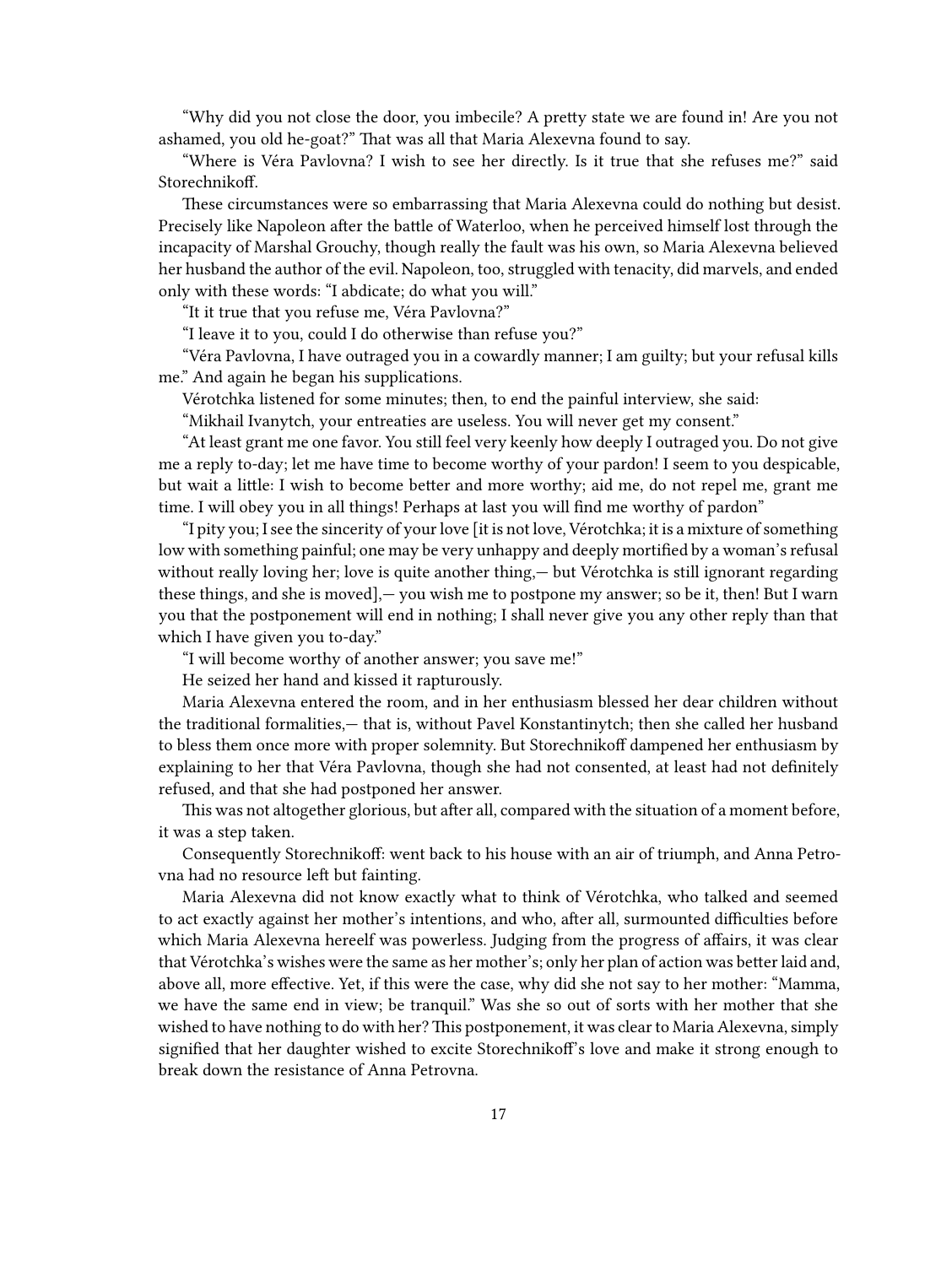"Why did you not close the door, you imbecile? A pretty state we are found in! Are you not ashamed, you old he-goat?" That was all that Maria Alexevna found to say.

"Where is Véra Pavlovna? I wish to see her directly. Is it true that she refuses me?" said Storechnikoff.

These circumstances were so embarrassing that Maria Alexevna could do nothing but desist. Precisely like Napoleon after the battle of Waterloo, when he perceived himself lost through the incapacity of Marshal Grouchy, though really the fault was his own, so Maria Alexevna believed her husband the author of the evil. Napoleon, too, struggled with tenacity, did marvels, and ended only with these words: "I abdicate; do what you will."

"It it true that you refuse me, Véra Pavlovna?"

"I leave it to you, could I do otherwise than refuse you?"

"Véra Pavlovna, I have outraged you in a cowardly manner; I am guilty; but your refusal kills me." And again he began his supplications.

Vérotchka listened for some minutes; then, to end the painful interview, she said:

"Mikhail Ivanytch, your entreaties are useless. You will never get my consent."

"At least grant me one favor. You still feel very keenly how deeply I outraged you. Do not give me a reply to-day; let me have time to become worthy of your pardon! I seem to you despicable, but wait a little: I wish to become better and more worthy; aid me, do not repel me, grant me time. I will obey you in all things! Perhaps at last you will find me worthy of pardon"

"I pity you; I see the sincerity of your love [it is not love, Vérotchka; it is a mixture of something low with something painful; one may be very unhappy and deeply mortified by a woman's refusal without really loving her; love is quite another thing,— but Vérotchka is still ignorant regarding these things, and she is moved],— you wish me to postpone my answer; so be it, then! But I warn you that the postponement will end in nothing; I shall never give you any other reply than that which I have given you to-day."

"I will become worthy of another answer; you save me!"

He seized her hand and kissed it rapturously.

Maria Alexevna entered the room, and in her enthusiasm blessed her dear children without the traditional formalities,— that is, without Pavel Konstantinytch; then she called her husband to bless them once more with proper solemnity. But Storechnikoff dampened her enthusiasm by explaining to her that Véra Pavlovna, though she had not consented, at least had not definitely refused, and that she had postponed her answer.

This was not altogether glorious, but after all, compared with the situation of a moment before, it was a step taken.

Consequently Storechnikoff: went back to his house with an air of triumph, and Anna Petrovna had no resource left but fainting.

Maria Alexevna did not know exactly what to think of Vérotchka, who talked and seemed to act exactly against her mother's intentions, and who, after all, surmounted difficulties before which Maria Alexevna hereelf was powerless. Judging from the progress of affairs, it was clear that Vérotchka's wishes were the same as her mother's; only her plan of action was better laid and, above all, more effective. Yet, if this were the case, why did she not say to her mother: "Mamma, we have the same end in view; be tranquil." Was she so out of sorts with her mother that she wished to have nothing to do with her? This postponement, it was clear to Maria Alexevna, simply signified that her daughter wished to excite Storechnikoff's love and make it strong enough to break down the resistance of Anna Petrovna.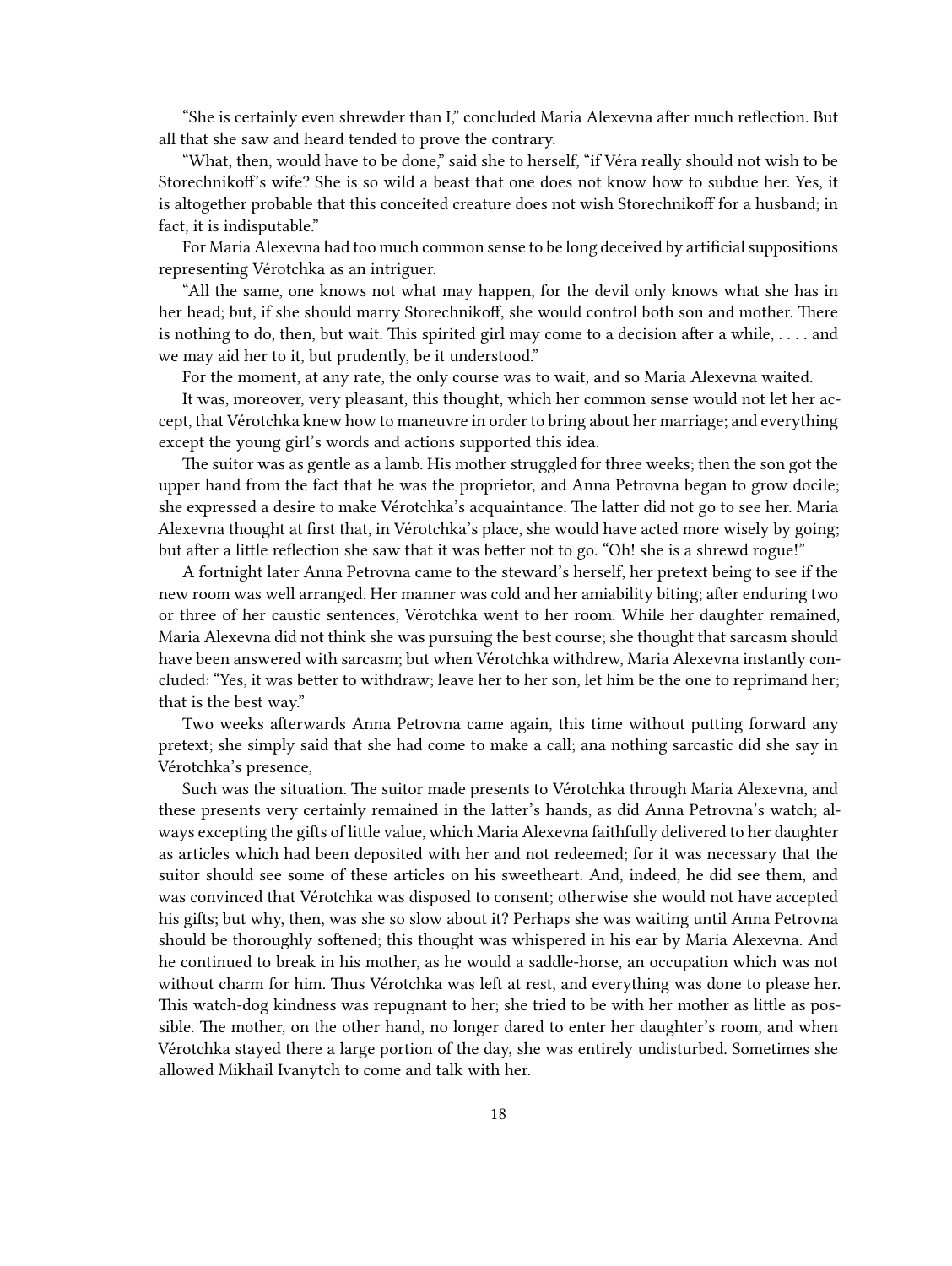"She is certainly even shrewder than I," concluded Maria Alexevna after much reflection. But all that she saw and heard tended to prove the contrary.

"What, then, would have to be done," said she to herself, "if Véra really should not wish to be Storechnikoff's wife? She is so wild a beast that one does not know how to subdue her. Yes, it is altogether probable that this conceited creature does not wish Storechnikoff for a husband; in fact, it is indisputable."

For Maria Alexevna had too much common sense to be long deceived by artificial suppositions representing Vérotchka as an intriguer.

"All the same, one knows not what may happen, for the devil only knows what she has in her head; but, if she should marry Storechnikoff, she would control both son and mother. There is nothing to do, then, but wait. This spirited girl may come to a decision after a while, . . . . and we may aid her to it, but prudently, be it understood."

For the moment, at any rate, the only course was to wait, and so Maria Alexevna waited.

It was, moreover, very pleasant, this thought, which her common sense would not let her accept, that Vérotchka knew how to maneuvre in order to bring about her marriage; and everything except the young girl's words and actions supported this idea.

The suitor was as gentle as a lamb. His mother struggled for three weeks; then the son got the upper hand from the fact that he was the proprietor, and Anna Petrovna began to grow docile; she expressed a desire to make Vérotchka's acquaintance. The latter did not go to see her. Maria Alexevna thought at first that, in Vérotchka's place, she would have acted more wisely by going; but after a little reflection she saw that it was better not to go. "Oh! she is a shrewd rogue!"

A fortnight later Anna Petrovna came to the steward's herself, her pretext being to see if the new room was well arranged. Her manner was cold and her amiability biting; after enduring two or three of her caustic sentences, Vérotchka went to her room. While her daughter remained, Maria Alexevna did not think she was pursuing the best course; she thought that sarcasm should have been answered with sarcasm; but when Vérotchka withdrew, Maria Alexevna instantly concluded: "Yes, it was better to withdraw; leave her to her son, let him be the one to reprimand her; that is the best way."

Two weeks afterwards Anna Petrovna came again, this time without putting forward any pretext; she simply said that she had come to make a call; ana nothing sarcastic did she say in Vérotchka's presence,

Such was the situation. The suitor made presents to Vérotchka through Maria Alexevna, and these presents very certainly remained in the latter's hands, as did Anna Petrovna's watch; always excepting the gifts of little value, which Maria Alexevna faithfully delivered to her daughter as articles which had been deposited with her and not redeemed; for it was necessary that the suitor should see some of these articles on his sweetheart. And, indeed, he did see them, and was convinced that Vérotchka was disposed to consent; otherwise she would not have accepted his gifts; but why, then, was she so slow about it? Perhaps she was waiting until Anna Petrovna should be thoroughly softened; this thought was whispered in his ear by Maria Alexevna. And he continued to break in his mother, as he would a saddle-horse, an occupation which was not without charm for him. Thus Vérotchka was left at rest, and everything was done to please her. This watch-dog kindness was repugnant to her; she tried to be with her mother as little as possible. The mother, on the other hand, no longer dared to enter her daughter's room, and when Vérotchka stayed there a large portion of the day, she was entirely undisturbed. Sometimes she allowed Mikhail Ivanytch to come and talk with her.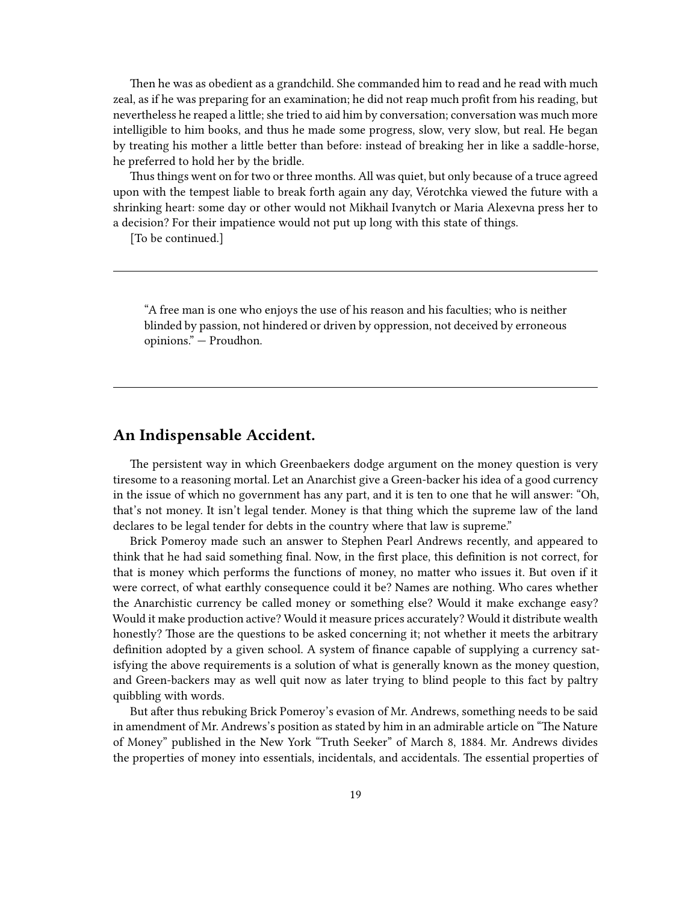Then he was as obedient as a grandchild. She commanded him to read and he read with much zeal, as if he was preparing for an examination; he did not reap much profit from his reading, but nevertheless he reaped a little; she tried to aid him by conversation; conversation was much more intelligible to him books, and thus he made some progress, slow, very slow, but real. He began by treating his mother a little better than before: instead of breaking her in like a saddle-horse, he preferred to hold her by the bridle.

Thus things went on for two or three months. All was quiet, but only because of a truce agreed upon with the tempest liable to break forth again any day, Vérotchka viewed the future with a shrinking heart: some day or other would not Mikhail Ivanytch or Maria Alexevna press her to a decision? For their impatience would not put up long with this state of things.

[To be continued.]

---

> "A free man is one who enjoys the use of his reason and his faculties; who is neither blinded by passion, not hindered or driven by oppression, not deceived by erroneous opinions." — Proudhon.

---

## An Indispensable Accident.

The persistent way in which Greenbaekers dodge argument on the money question is very tiresome to a reasoning mortal. Let an Anarchist give a Green-backer his idea of a good currency in the issue of which no government has any part, and it is ten to one that he will answer: "Oh, that's not money. It isn't legal tender. Money is that thing which the supreme law of the land declares to be legal tender for debts in the country where that law is supreme."

Brick Pomeroy made such an answer to Stephen Pearl Andrews recently, and appeared to think that he had said something final. Now, in the first place, this definition is not correct, for that is money which performs the functions of money, no matter who issues it. But oven if it were correct, of what earthly consequence could it be? Names are nothing. Who cares whether the Anarchistic currency be called money or something else? Would it make exchange easy? Would it make production active? Would it measure prices accurately? Would it distribute wealth honestly? Those are the questions to be asked concerning it; not whether it meets the arbitrary definition adopted by a given school. A system of finance capable of supplying a currency satisfying the above requirements is a solution of what is generally known as the money question, and Green-backers may as well quit now as later trying to blind people to this fact by paltry quibbling with words.

But after thus rebuking Brick Pomeroy's evasion of Mr. Andrews, something needs to be said in amendment of Mr. Andrews's position as stated by him in an admirable article on "The Nature of Money" published in the New York "Truth Seeker" of March 8, 1884. Mr. Andrews divides the properties of money into essentials, incidentals, and accidentals. The essential properties of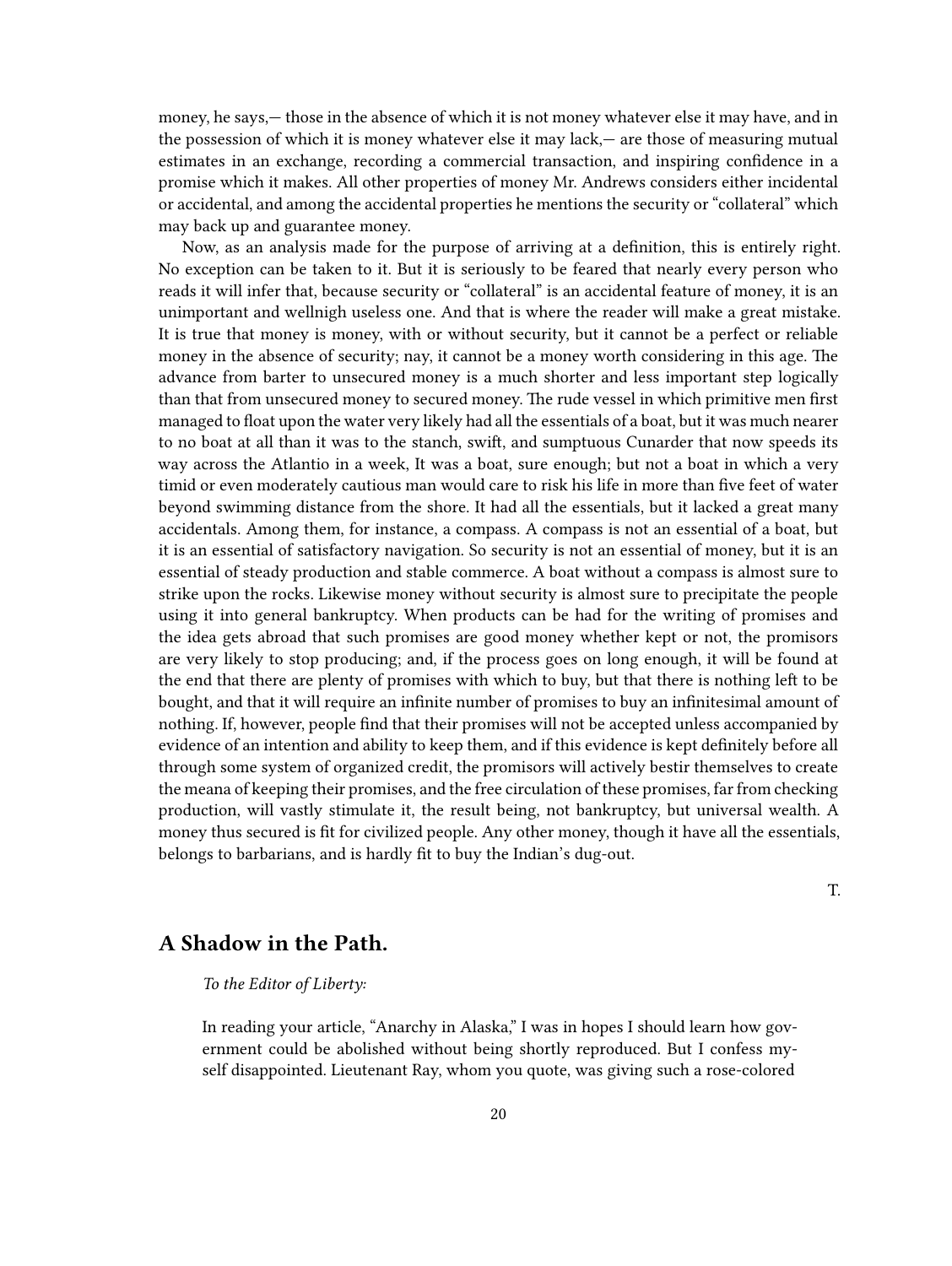money, he says,— those in the absence of which it is not money whatever else it may have, and in the possession of which it is money whatever else it may lack,— are those of measuring mutual estimates in an exchange, recording a commercial transaction, and inspiring confidence in a promise which it makes. All other properties of money Mr. Andrews considers either incidental or accidental, and among the accidental properties he mentions the security or "collateral" which may back up and guarantee money.

Now, as an analysis made for the purpose of arriving at a definition, this is entirely right. No exception can be taken to it. But it is seriously to be feared that nearly every person who reads it will infer that, because security or "collateral" is an accidental feature of money, it is an unimportant and wellnigh useless one. And that is where the reader will make a great mistake. It is true that money is money, with or without security, but it cannot be a perfect or reliable money in the absence of security; nay, it cannot be a money worth considering in this age. The advance from barter to unsecured money is a much shorter and less important step logically than that from unsecured money to secured money. The rude vessel in which primitive men first managed to float upon the water very likely had all the essentials of a boat, but it was much nearer to no boat at all than it was to the stanch, swift, and sumptuous Cunarder that now speeds its way across the Atlantio in a week, It was a boat, sure enough; but not a boat in which a very timid or even moderately cautious man would care to risk his life in more than five feet of water beyond swimming distance from the shore. It had all the essentials, but it lacked a great many accidentals. Among them, for instance, a compass. A compass is not an essential of a boat, but it is an essential of satisfactory navigation. So security is not an essential of money, but it is an essential of steady production and stable commerce. A boat without a compass is almost sure to strike upon the rocks. Likewise money without security is almost sure to precipitate the people using it into general bankruptcy. When products can be had for the writing of promises and the idea gets abroad that such promises are good money whether kept or not, the promisors are very likely to stop producing; and, if the process goes on long enough, it will be found at the end that there are plenty of promises with which to buy, but that there is nothing left to be bought, and that it will require an infinite number of promises to buy an infinitesimal amount of nothing. If, however, people find that their promises will not be accepted unless accompanied by evidence of an intention and ability to keep them, and if this evidence is kept definitely before all through some system of organized credit, the promisors will actively bestir themselves to create the meana of keeping their promises, and the free circulation of these promises, far from checking production, will vastly stimulate it, the result being, not bankruptcy, but universal wealth. A money thus secured is fit for civilized people. Any other money, though it have all the essentials, belongs to barbarians, and is hardly fit to buy the Indian's dug-out.

T.

## A Shadow in the Path.

> *To the Editor of Liberty:*
>
> In reading your article, "Anarchy in Alaska," I was in hopes I should learn how government could be abolished without being shortly reproduced. But I confess myself disappointed. Lieutenant Ray, whom you quote, was giving such a rose-colored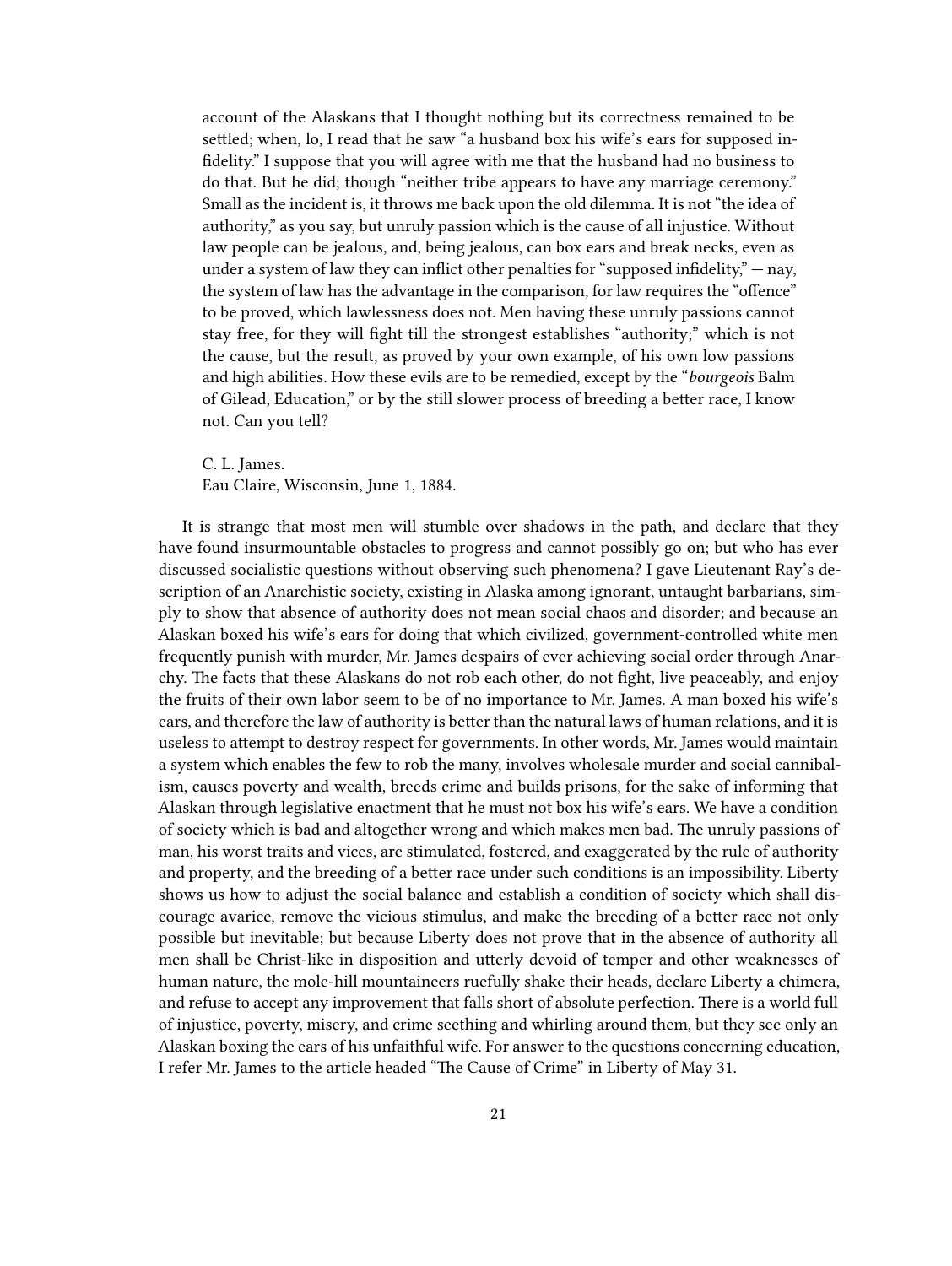> account of the Alaskans that I thought nothing but its correctness remained to be settled; when, lo, I read that he saw "a husband box his wife's ears for supposed infidelity." I suppose that you will agree with me that the husband had no business to do that. But he did; though "neither tribe appears to have any marriage ceremony." Small as the incident is, it throws me back upon the old dilemma. It is not "the idea of authority," as you say, but unruly passion which is the cause of all injustice. Without law people can be jealous, and, being jealous, can box ears and break necks, even as under a system of law they can inflict other penalties for "supposed infidelity," — nay, the system of law has the advantage in the comparison, for law requires the "offence" to be proved, which lawlessness does not. Men having these unruly passions cannot stay free, for they will fight till the strongest establishes "authority;" which is not the cause, but the result, as proved by your own example, of his own low passions and high abilities. How these evils are to be remedied, except by the "*bourgeois* Balm of Gilead, Education," or by the still slower process of breeding a better race, I know not. Can you tell?
>
> C. L. James.
> Eau Claire, Wisconsin, June 1, 1884.

It is strange that most men will stumble over shadows in the path, and declare that they have found insurmountable obstacles to progress and cannot possibly go on; but who has ever discussed socialistic questions without observing such phenomena? I gave Lieutenant Ray's description of an Anarchistic society, existing in Alaska among ignorant, untaught barbarians, simply to show that absence of authority does not mean social chaos and disorder; and because an Alaskan boxed his wife's ears for doing that which civilized, government-controlled white men frequently punish with murder, Mr. James despairs of ever achieving social order through Anarchy. The facts that these Alaskans do not rob each other, do not fight, live peaceably, and enjoy the fruits of their own labor seem to be of no importance to Mr. James. A man boxed his wife's ears, and therefore the law of authority is better than the natural laws of human relations, and it is useless to attempt to destroy respect for governments. In other words, Mr. James would maintain a system which enables the few to rob the many, involves wholesale murder and social cannibalism, causes poverty and wealth, breeds crime and builds prisons, for the sake of informing that Alaskan through legislative enactment that he must not box his wife's ears. We have a condition of society which is bad and altogether wrong and which makes men bad. The unruly passions of man, his worst traits and vices, are stimulated, fostered, and exaggerated by the rule of authority and property, and the breeding of a better race under such conditions is an impossibility. Liberty shows us how to adjust the social balance and establish a condition of society which shall discourage avarice, remove the vicious stimulus, and make the breeding of a better race not only possible but inevitable; but because Liberty does not prove that in the absence of authority all men shall be Christ-like in disposition and utterly devoid of temper and other weaknesses of human nature, the mole-hill mountaineers ruefully shake their heads, declare Liberty a chimera, and refuse to accept any improvement that falls short of absolute perfection. There is a world full of injustice, poverty, misery, and crime seething and whirling around them, but they see only an Alaskan boxing the ears of his unfaithful wife. For answer to the questions concerning education, I refer Mr. James to the article headed "The Cause of Crime" in Liberty of May 31.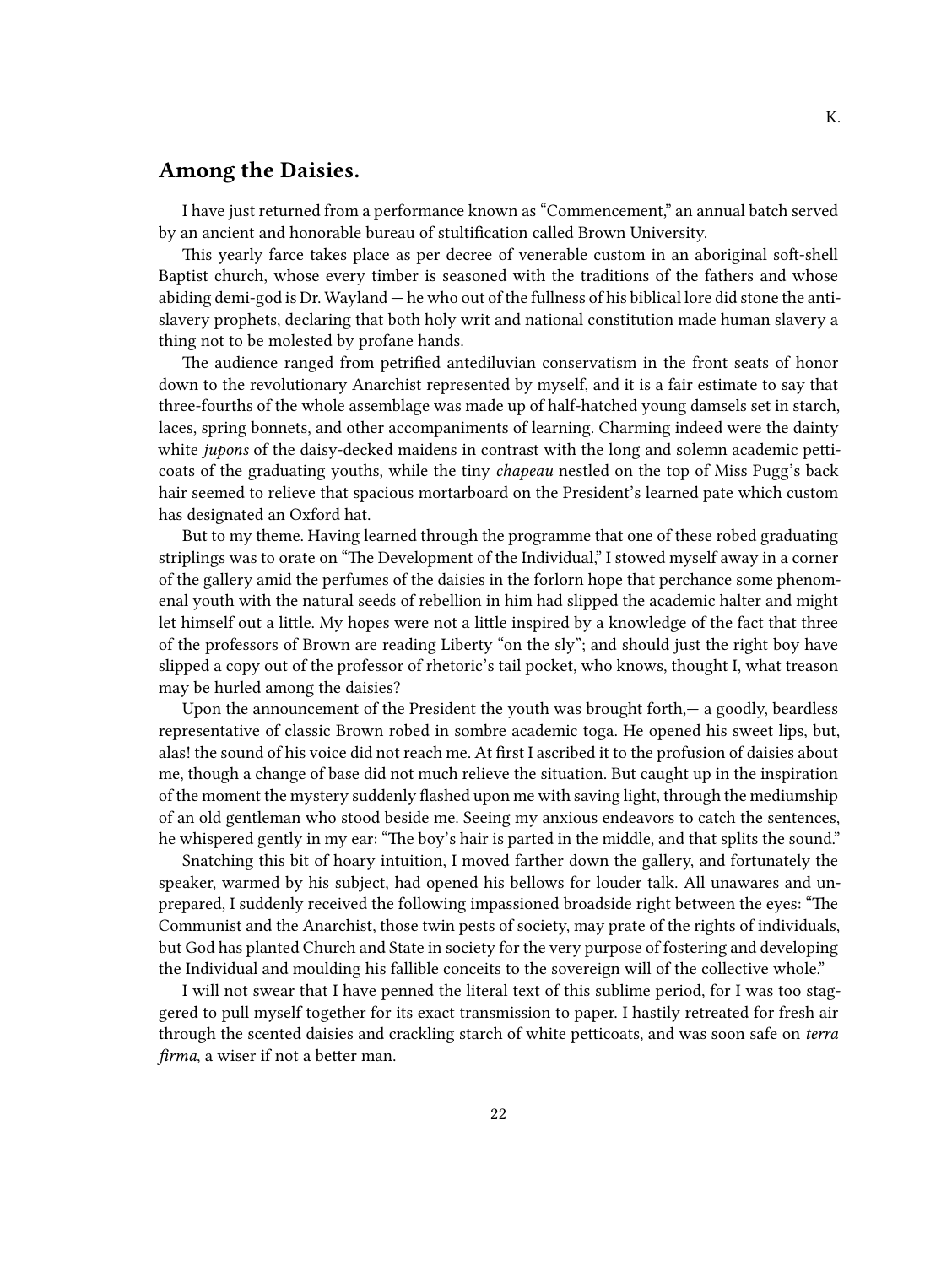K.

## Among the Daisies.

I have just returned from a performance known as "Commencement," an annual batch served by an ancient and honorable bureau of stultification called Brown University.

This yearly farce takes place as per decree of venerable custom in an aboriginal soft-shell Baptist church, whose every timber is seasoned with the traditions of the fathers and whose abiding demi-god is Dr. Wayland — he who out of the fullness of his biblical lore did stone the anti-slavery prophets, declaring that both holy writ and national constitution made human slavery a thing not to be molested by profane hands.

The audience ranged from petrified antediluvian conservatism in the front seats of honor down to the revolutionary Anarchist represented by myself, and it is a fair estimate to say that three-fourths of the whole assemblage was made up of half-hatched young damsels set in starch, laces, spring bonnets, and other accompaniments of learning. Charming indeed were the dainty white *jupons* of the daisy-decked maidens in contrast with the long and solemn academic petticoats of the graduating youths, while the tiny *chapeau* nestled on the top of Miss Pugg's back hair seemed to relieve that spacious mortarboard on the President's learned pate which custom has designated an Oxford hat.

But to my theme. Having learned through the programme that one of these robed graduating striplings was to orate on "The Development of the Individual," I stowed myself away in a corner of the gallery amid the perfumes of the daisies in the forlorn hope that perchance some phenomenal youth with the natural seeds of rebellion in him had slipped the academic halter and might let himself out a little. My hopes were not a little inspired by a knowledge of the fact that three of the professors of Brown are reading Liberty "on the sly"; and should just the right boy have slipped a copy out of the professor of rhetoric's tail pocket, who knows, thought I, what treason may be hurled among the daisies?

Upon the announcement of the President the youth was brought forth,— a goodly, beardless representative of classic Brown robed in sombre academic toga. He opened his sweet lips, but, alas! the sound of his voice did not reach me. At first I ascribed it to the profusion of daisies about me, though a change of base did not much relieve the situation. But caught up in the inspiration of the moment the mystery suddenly flashed upon me with saving light, through the mediumship of an old gentleman who stood beside me. Seeing my anxious endeavors to catch the sentences, he whispered gently in my ear: "The boy's hair is parted in the middle, and that splits the sound."

Snatching this bit of hoary intuition, I moved farther down the gallery, and fortunately the speaker, warmed by his subject, had opened his bellows for louder talk. All unawares and unprepared, I suddenly received the following impassioned broadside right between the eyes: "The Communist and the Anarchist, those twin pests of society, may prate of the rights of individuals, but God has planted Church and State in society for the very purpose of fostering and developing the Individual and moulding his fallible conceits to the sovereign will of the collective whole."

I will not swear that I have penned the literal text of this sublime period, for I was too staggered to pull myself together for its exact transmission to paper. I hastily retreated for fresh air through the scented daisies and crackling starch of white petticoats, and was soon safe on *terra firma*, a wiser if not a better man.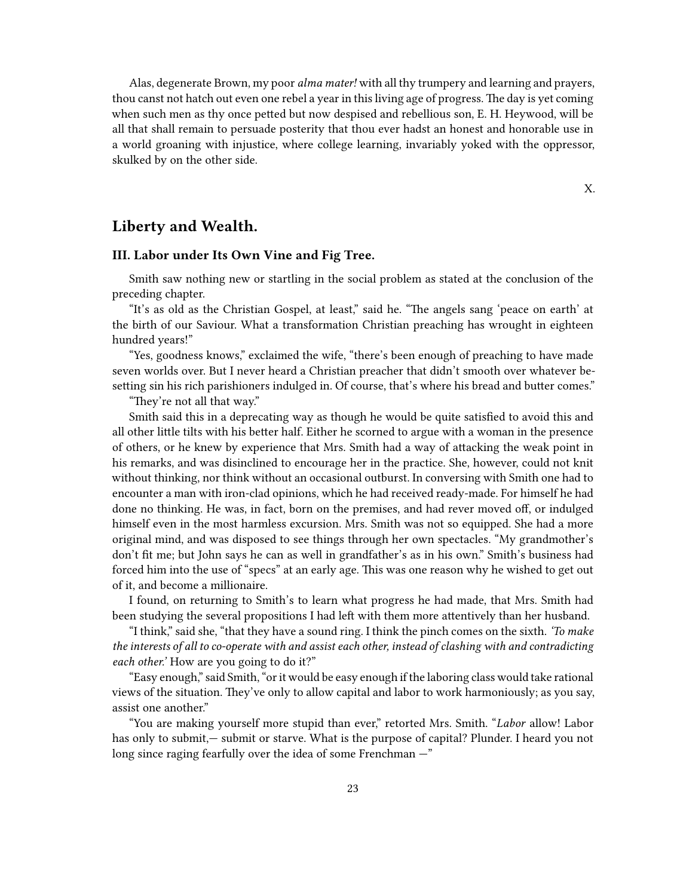Alas, degenerate Brown, my poor *alma mater!* with all thy trumpery and learning and prayers, thou canst not hatch out even one rebel a year in this living age of progress. The day is yet coming when such men as thy once petted but now despised and rebellious son, E. H. Heywood, will be all that shall remain to persuade posterity that thou ever hadst an honest and honorable use in a world groaning with injustice, where college learning, invariably yoked with the oppressor, skulked by on the other side.

X.

## Liberty and Wealth.

### III. Labor under Its Own Vine and Fig Tree.

Smith saw nothing new or startling in the social problem as stated at the conclusion of the preceding chapter.

"It's as old as the Christian Gospel, at least," said he. "The angels sang 'peace on earth' at the birth of our Saviour. What a transformation Christian preaching has wrought in eighteen hundred years!"

"Yes, goodness knows," exclaimed the wife, "there's been enough of preaching to have made seven worlds over. But I never heard a Christian preacher that didn't smooth over whatever besetting sin his rich parishioners indulged in. Of course, that's where his bread and butter comes."

"They're not all that way."

Smith said this in a deprecating way as though he would be quite satisfied to avoid this and all other little tilts with his better half. Either he scorned to argue with a woman in the presence of others, or he knew by experience that Mrs. Smith had a way of attacking the weak point in his remarks, and was disinclined to encourage her in the practice. She, however, could not knit without thinking, nor think without an occasional outburst. In conversing with Smith one had to encounter a man with iron-clad opinions, which he had received ready-made. For himself he had done no thinking. He was, in fact, born on the premises, and had rever moved off, or indulged himself even in the most harmless excursion. Mrs. Smith was not so equipped. She had a more original mind, and was disposed to see things through her own spectacles. "My grandmother's don't fit me; but John says he can as well in grandfather's as in his own." Smith's business had forced him into the use of "specs" at an early age. This was one reason why he wished to get out of it, and become a millionaire.

I found, on returning to Smith's to learn what progress he had made, that Mrs. Smith had been studying the several propositions I had left with them more attentively than her husband.

"I think," said she, "that they have a sound ring. I think the pinch comes on the sixth. *'To make the interests of all to co-operate with and assist each other, instead of clashing with and contradicting each other.'* How are you going to do it?"

"Easy enough," said Smith, "or it would be easy enough if the laboring class would take rational views of the situation. They've only to allow capital and labor to work harmoniously; as you say, assist one another."

"You are making yourself more stupid than ever," retorted Mrs. Smith. "*Labor* allow! Labor has only to submit,— submit or starve. What is the purpose of capital? Plunder. I heard you not long since raging fearfully over the idea of some Frenchman —"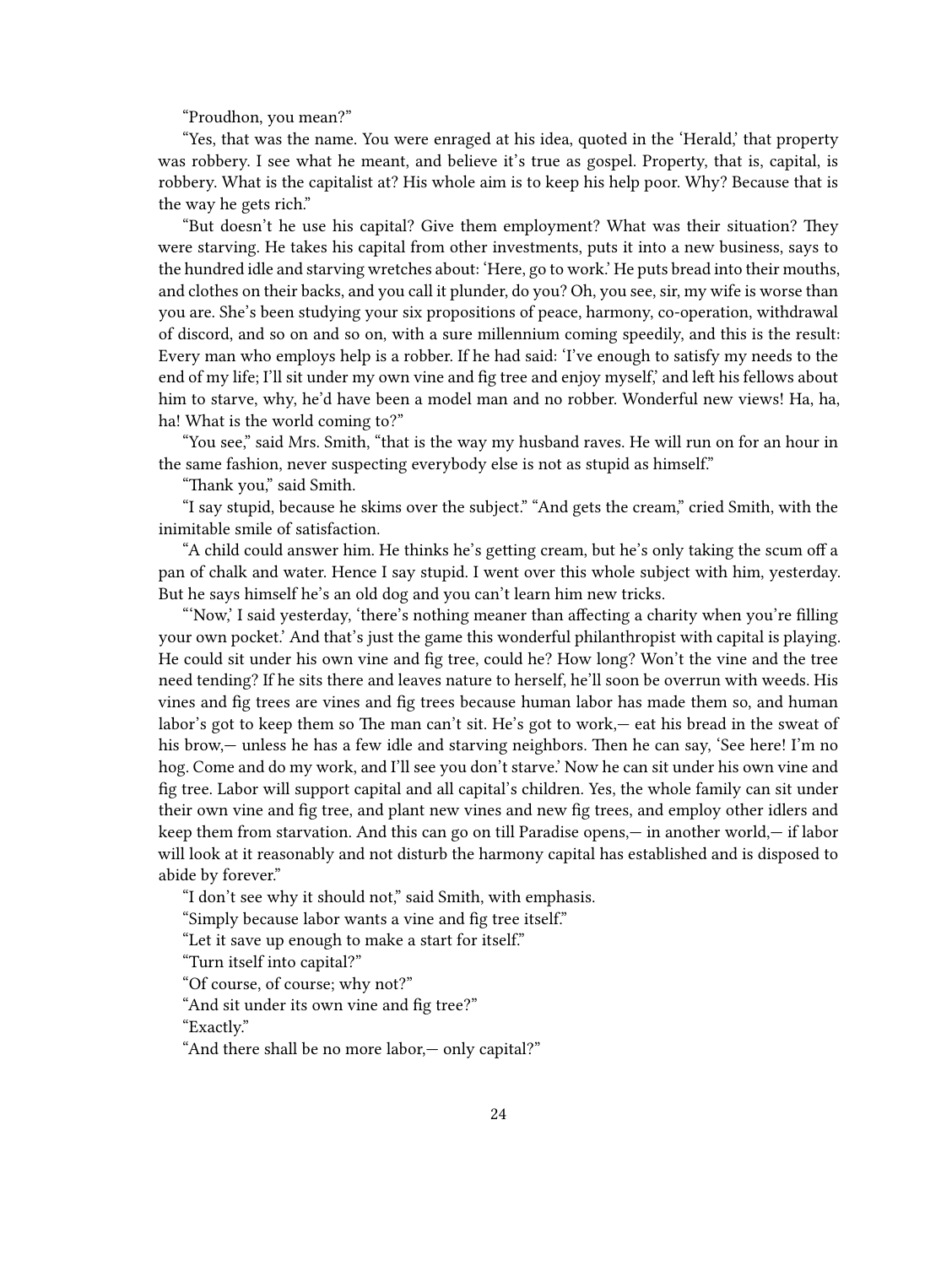"Proudhon, you mean?"

"Yes, that was the name. You were enraged at his idea, quoted in the 'Herald,' that property was robbery. I see what he meant, and believe it's true as gospel. Property, that is, capital, is robbery. What is the capitalist at? His whole aim is to keep his help poor. Why? Because that is the way he gets rich."

"But doesn't he use his capital? Give them employment? What was their situation? They were starving. He takes his capital from other investments, puts it into a new business, says to the hundred idle and starving wretches about: 'Here, go to work.' He puts bread into their mouths, and clothes on their backs, and you call it plunder, do you? Oh, you see, sir, my wife is worse than you are. She's been studying your six propositions of peace, harmony, co-operation, withdrawal of discord, and so on and so on, with a sure millennium coming speedily, and this is the result: Every man who employs help is a robber. If he had said: 'I've enough to satisfy my needs to the end of my life; I'll sit under my own vine and fig tree and enjoy myself,' and left his fellows about him to starve, why, he'd have been a model man and no robber. Wonderful new views! Ha, ha, ha! What is the world coming to?"

"You see," said Mrs. Smith, "that is the way my husband raves. He will run on for an hour in the same fashion, never suspecting everybody else is not as stupid as himself."

"Thank you," said Smith.

"I say stupid, because he skims over the subject." "And gets the cream," cried Smith, with the inimitable smile of satisfaction.

"A child could answer him. He thinks he's getting cream, but he's only taking the scum off a pan of chalk and water. Hence I say stupid. I went over this whole subject with him, yesterday. But he says himself he's an old dog and you can't learn him new tricks.

"'Now,' I said yesterday, 'there's nothing meaner than affecting a charity when you're filling your own pocket.' And that's just the game this wonderful philanthropist with capital is playing. He could sit under his own vine and fig tree, could he? How long? Won't the vine and the tree need tending? If he sits there and leaves nature to herself, he'll soon be overrun with weeds. His vines and fig trees are vines and fig trees because human labor has made them so, and human labor's got to keep them so The man can't sit. He's got to work,— eat his bread in the sweat of his brow,— unless he has a few idle and starving neighbors. Then he can say, 'See here! I'm no hog. Come and do my work, and I'll see you don't starve.' Now he can sit under his own vine and fig tree. Labor will support capital and all capital's children. Yes, the whole family can sit under their own vine and fig tree, and plant new vines and new fig trees, and employ other idlers and keep them from starvation. And this can go on till Paradise opens,— in another world,— if labor will look at it reasonably and not disturb the harmony capital has established and is disposed to abide by forever."

"I don't see why it should not," said Smith, with emphasis.

"Simply because labor wants a vine and fig tree itself."

"Let it save up enough to make a start for itself."

"Turn itself into capital?"

"Of course, of course; why not?"

"And sit under its own vine and fig tree?"

"Exactly."

"And there shall be no more labor,— only capital?"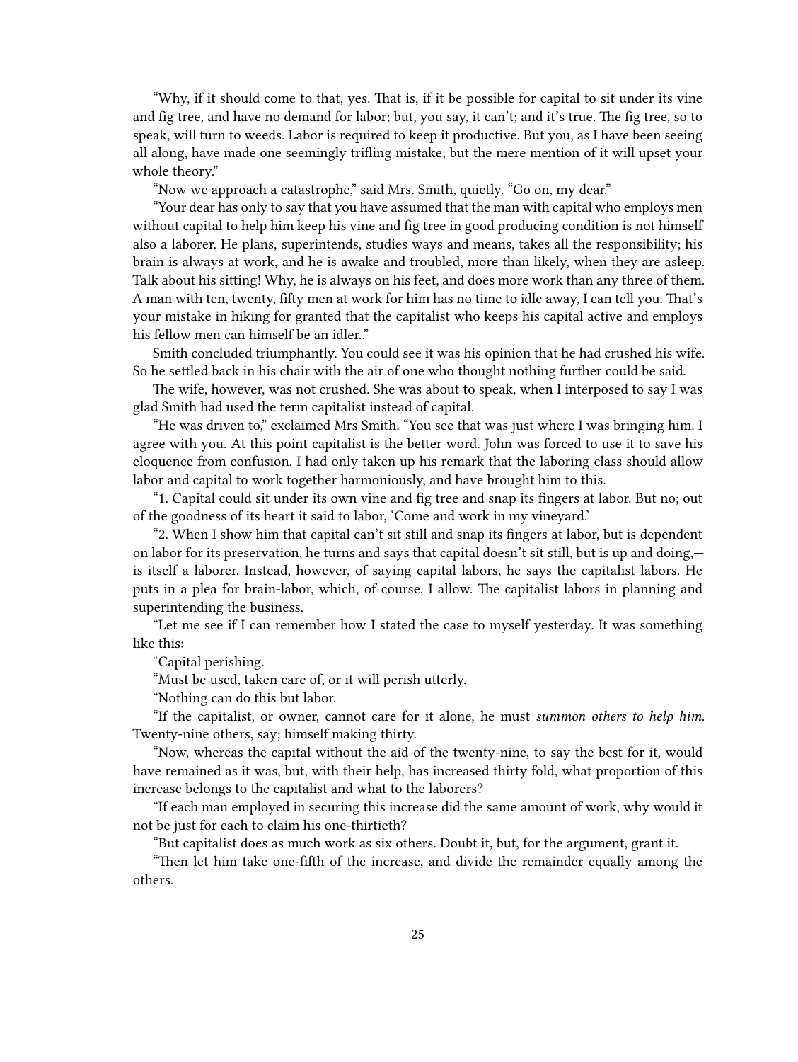"Why, if it should come to that, yes. That is, if it be possible for capital to sit under its vine and fig tree, and have no demand for labor; but, you say, it can't; and it's true. The fig tree, so to speak, will turn to weeds. Labor is required to keep it productive. But you, as I have been seeing all along, have made one seemingly trifling mistake; but the mere mention of it will upset your whole theory."

"Now we approach a catastrophe," said Mrs. Smith, quietly. "Go on, my dear."

"Your dear has only to say that you have assumed that the man with capital who employs men without capital to help him keep his vine and fig tree in good producing condition is not himself also a laborer. He plans, superintends, studies ways and means, takes all the responsibility; his brain is always at work, and he is awake and troubled, more than likely, when they are asleep. Talk about his sitting! Why, he is always on his feet, and does more work than any three of them. A man with ten, twenty, fifty men at work for him has no time to idle away, I can tell you. That's your mistake in hiking for granted that the capitalist who keeps his capital active and employs his fellow men can himself be an idler.."

Smith concluded triumphantly. You could see it was his opinion that he had crushed his wife. So he settled back in his chair with the air of one who thought nothing further could be said.

The wife, however, was not crushed. She was about to speak, when I interposed to say I was glad Smith had used the term capitalist instead of capital.

"He was driven to," exclaimed Mrs Smith. "You see that was just where I was bringing him. I agree with you. At this point capitalist is the better word. John was forced to use it to save his eloquence from confusion. I had only taken up his remark that the laboring class should allow labor and capital to work together harmoniously, and have brought him to this.

"1. Capital could sit under its own vine and fig tree and snap its fingers at labor. But no; out of the goodness of its heart it said to labor, 'Come and work in my vineyard.'

"2. When I show him that capital can't sit still and snap its fingers at labor, but is dependent on labor for its preservation, he turns and says that capital doesn't sit still, but is up and doing,—is itself a laborer. Instead, however, of saying capital labors, he says the capitalist labors. He puts in a plea for brain-labor, which, of course, I allow. The capitalist labors in planning and superintending the business.

"Let me see if I can remember how I stated the case to myself yesterday. It was something like this:

"Capital perishing.

"Must be used, taken care of, or it will perish utterly.

"Nothing can do this but labor.

"If the capitalist, or owner, cannot care for it alone, he must *summon others to help him*. Twenty-nine others, say; himself making thirty.

"Now, whereas the capital without the aid of the twenty-nine, to say the best for it, would have remained as it was, but, with their help, has increased thirty fold, what proportion of this increase belongs to the capitalist and what to the laborers?

"If each man employed in securing this increase did the same amount of work, why would it not be just for each to claim his one-thirtieth?

"But capitalist does as much work as six others. Doubt it, but, for the argument, grant it.

"Then let him take one-fifth of the increase, and divide the remainder equally among the others.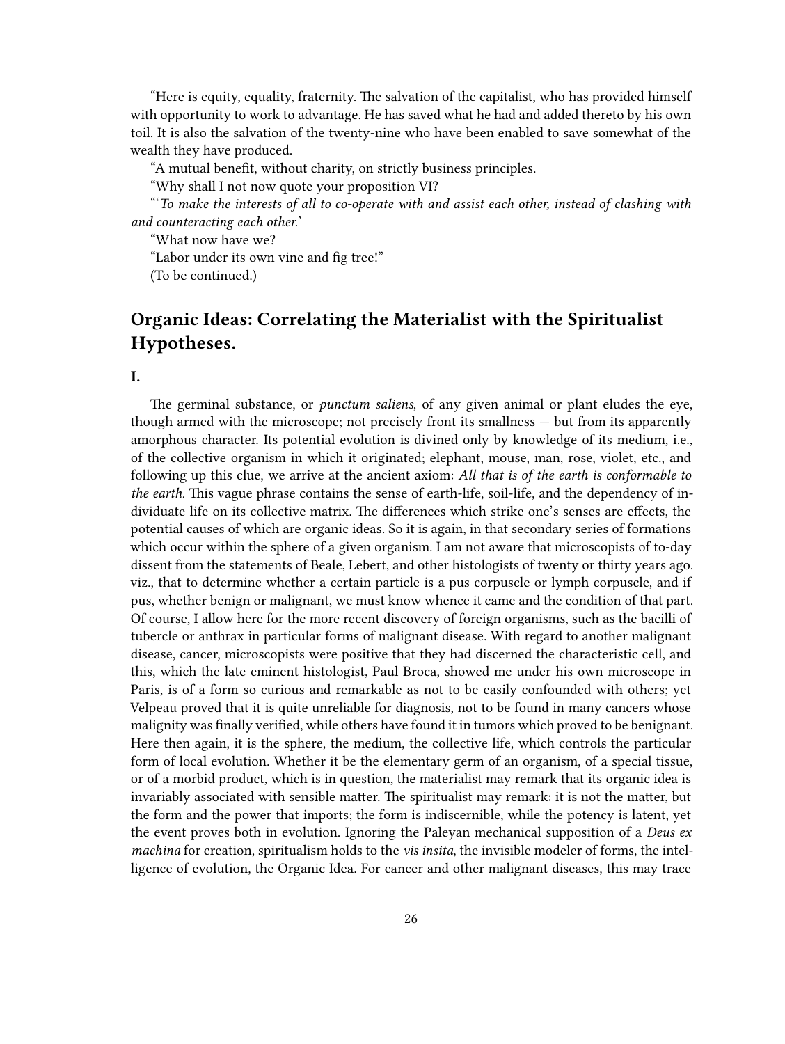"Here is equity, equality, fraternity. The salvation of the capitalist, who has provided himself with opportunity to work to advantage. He has saved what he had and added thereto by his own toil. It is also the salvation of the twenty-nine who have been enabled to save somewhat of the wealth they have produced.

"A mutual benefit, without charity, on strictly business principles.

"Why shall I not now quote your proposition VI?

"'*To make the interests of all to co-operate with and assist each other, instead of clashing with and counteracting each other.*'

"What now have we?

"Labor under its own vine and fig tree!"

(To be continued.)

## Organic Ideas: Correlating the Materialist with the Spiritualist Hypotheses.

### I.

The germinal substance, or *punctum saliens*, of any given animal or plant eludes the eye, though armed with the microscope; not precisely front its smallness — but from its apparently amorphous character. Its potential evolution is divined only by knowledge of its medium, i.e., of the collective organism in which it originated; elephant, mouse, man, rose, violet, etc., and following up this clue, we arrive at the ancient axiom: *All that is of the earth is conformable to the earth.* This vague phrase contains the sense of earth-life, soil-life, and the dependency of individuate life on its collective matrix. The differences which strike one's senses are effects, the potential causes of which are organic ideas. So it is again, in that secondary series of formations which occur within the sphere of a given organism. I am not aware that microscopists of to-day dissent from the statements of Beale, Lebert, and other histologists of twenty or thirty years ago. viz., that to determine whether a certain particle is a pus corpuscle or lymph corpuscle, and if pus, whether benign or malignant, we must know whence it came and the condition of that part. Of course, I allow here for the more recent discovery of foreign organisms, such as the bacilli of tubercle or anthrax in particular forms of malignant disease. With regard to another malignant disease, cancer, microscopists were positive that they had discerned the characteristic cell, and this, which the late eminent histologist, Paul Broca, showed me under his own microscope in Paris, is of a form so curious and remarkable as not to be easily confounded with others; yet Velpeau proved that it is quite unreliable for diagnosis, not to be found in many cancers whose malignity was finally verified, while others have found it in tumors which proved to be benignant. Here then again, it is the sphere, the medium, the collective life, which controls the particular form of local evolution. Whether it be the elementary germ of an organism, of a special tissue, or of a morbid product, which is in question, the materialist may remark that its organic idea is invariably associated with sensible matter. The spiritualist may remark: it is not the matter, but the form and the power that imports; the form is indiscernible, while the potency is latent, yet the event proves both in evolution. Ignoring the Paleyan mechanical supposition of a *Deus ex machina* for creation, spiritualism holds to the *vis insita*, the invisible modeler of forms, the intelligence of evolution, the Organic Idea. For cancer and other malignant diseases, this may trace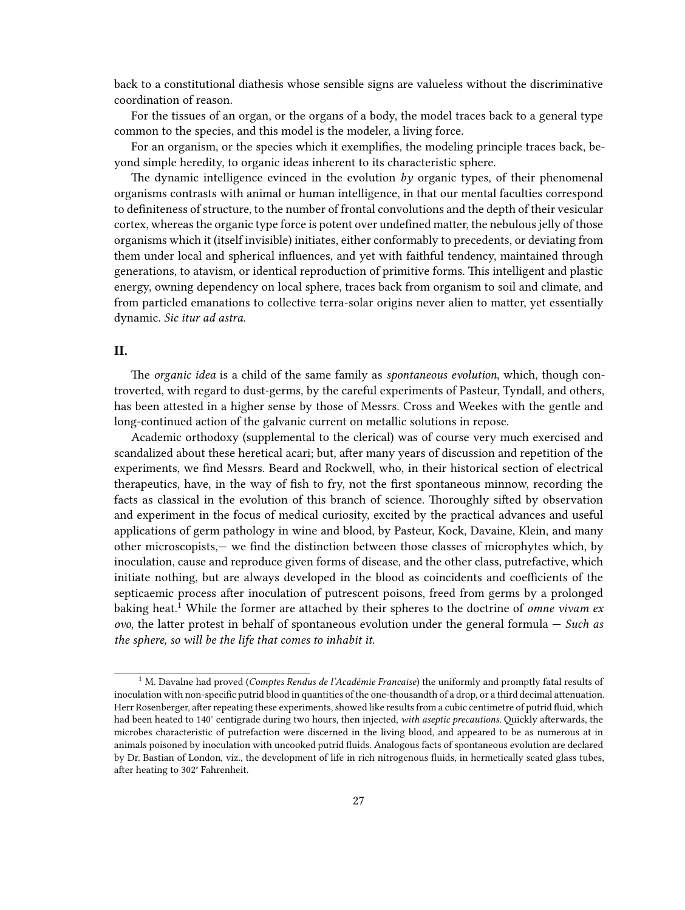back to a constitutional diathesis whose sensible signs are valueless without the discriminative coordination of reason.

For the tissues of an organ, or the organs of a body, the model traces back to a general type common to the species, and this model is the modeler, a living force.

For an organism, or the species which it exemplifies, the modeling principle traces back, beyond simple heredity, to organic ideas inherent to its characteristic sphere.

The dynamic intelligence evinced in the evolution *by* organic types, of their phenomenal organisms contrasts with animal or human intelligence, in that our mental faculties correspond to definiteness of structure, to the number of frontal convolutions and the depth of their vesicular cortex, whereas the organic type force is potent over undefined matter, the nebulous jelly of those organisms which it (itself invisible) initiates, either conformably to precedents, or deviating from them under local and spherical influences, and yet with faithful tendency, maintained through generations, to atavism, or identical reproduction of primitive forms. This intelligent and plastic energy, owning dependency on local sphere, traces back from organism to soil and climate, and from particled emanations to collective terra-solar origins never alien to matter, yet essentially dynamic. *Sic itur ad astra.*

## II.

The *organic idea* is a child of the same family as *spontaneous evolution*, which, though controverted, with regard to dust-germs, by the careful experiments of Pasteur, Tyndall, and others, has been attested in a higher sense by those of Messrs. Cross and Weekes with the gentle and long-continued action of the galvanic current on metallic solutions in repose.

Academic orthodoxy (supplemental to the clerical) was of course very much exercised and scandalized about these heretical acari; but, after many years of discussion and repetition of the experiments, we find Messrs. Beard and Rockwell, who, in their historical section of electrical therapeutics, have, in the way of fish to fry, not the first spontaneous minnow, recording the facts as classical in the evolution of this branch of science. Thoroughly sifted by observation and experiment in the focus of medical curiosity, excited by the practical advances and useful applications of germ pathology in wine and blood, by Pasteur, Kock, Davaine, Klein, and many other microscopists,— we find the distinction between those classes of microphytes which, by inoculation, cause and reproduce given forms of disease, and the other class, putrefactive, which initiate nothing, but are always developed in the blood as coincidents and coefficients of the septicaemic process after inoculation of putrescent poisons, freed from germs by a prolonged baking heat.[1] While the former are attached by their spheres to the doctrine of *omne vivam ex ovo*, the latter protest in behalf of spontaneous evolution under the general formula — *Such as the sphere, so will be the life that comes to inhabit it.*

[1] M. Davalne had proved (*Comptes Rendus de l'Académie Francaise*) the uniformly and promptly fatal results of inoculation with non-specific putrid blood in quantities of the one-thousandth of a drop, or a third decimal attenuation. Herr Rosenberger, after repeating these experiments, showed like results from a cubic centimetre of putrid fluid, which had been heated to 140° centigrade during two hours, then injected, *with aseptic precautions*. Quickly afterwards, the microbes characteristic of putrefaction were discerned in the living blood, and appeared to be as numerous as in animals poisoned by inoculation with uncooked putrid fluids. Analogous facts of spontaneous evolution are declared by Dr. Bastian of London, viz., the development of life in rich nitrogenous fluids, in hermetically seated glass tubes, after heating to 302° Fahrenheit.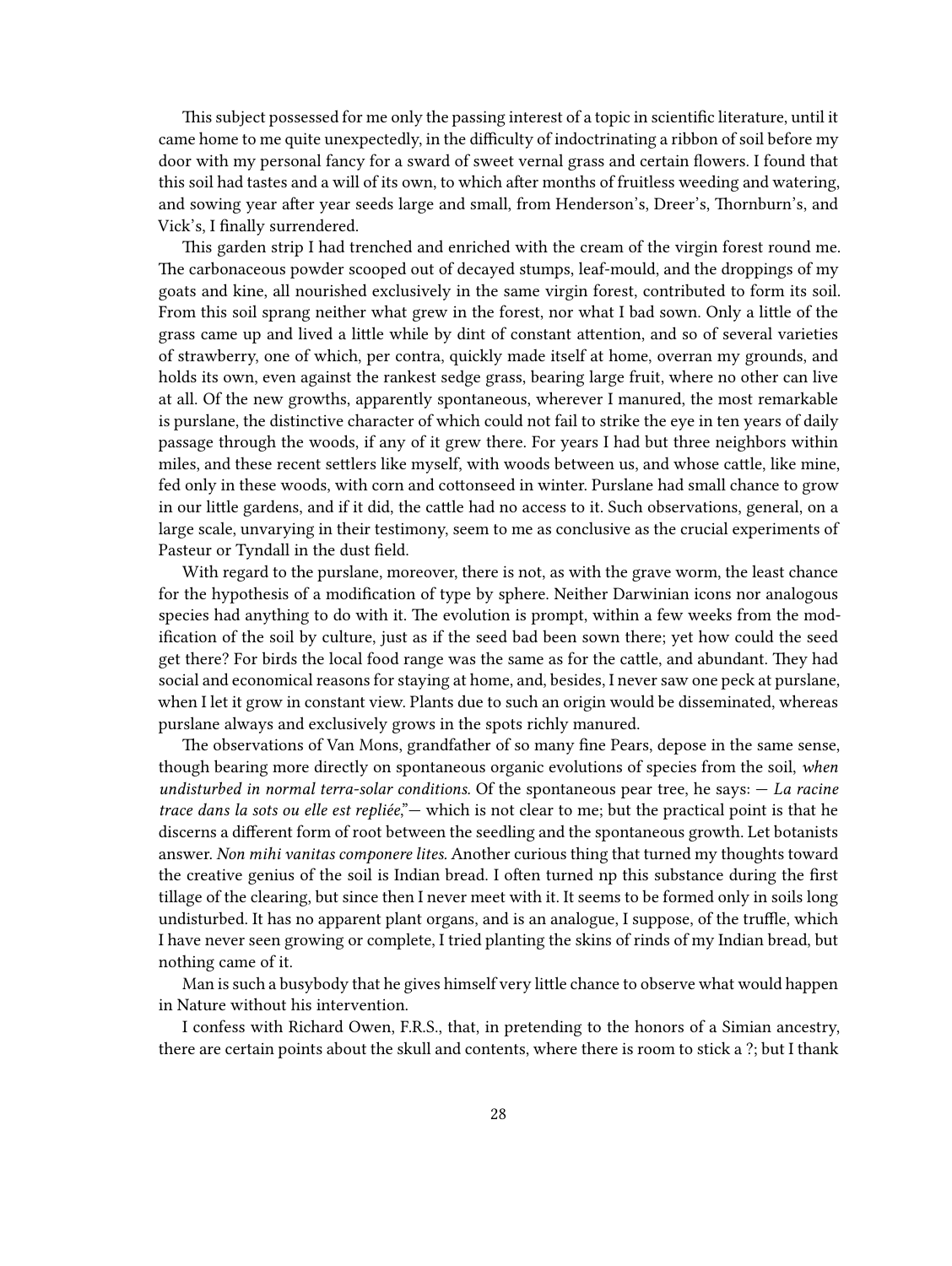This subject possessed for me only the passing interest of a topic in scientific literature, until it came home to me quite unexpectedly, in the difficulty of indoctrinating a ribbon of soil before my door with my personal fancy for a sward of sweet vernal grass and certain flowers. I found that this soil had tastes and a will of its own, to which after months of fruitless weeding and watering, and sowing year after year seeds large and small, from Henderson's, Dreer's, Thornburn's, and Vick's, I finally surrendered.

This garden strip I had trenched and enriched with the cream of the virgin forest round me. The carbonaceous powder scooped out of decayed stumps, leaf-mould, and the droppings of my goats and kine, all nourished exclusively in the same virgin forest, contributed to form its soil. From this soil sprang neither what grew in the forest, nor what I bad sown. Only a little of the grass came up and lived a little while by dint of constant attention, and so of several varieties of strawberry, one of which, per contra, quickly made itself at home, overran my grounds, and holds its own, even against the rankest sedge grass, bearing large fruit, where no other can live at all. Of the new growths, apparently spontaneous, wherever I manured, the most remarkable is purslane, the distinctive character of which could not fail to strike the eye in ten years of daily passage through the woods, if any of it grew there. For years I had but three neighbors within miles, and these recent settlers like myself, with woods between us, and whose cattle, like mine, fed only in these woods, with corn and cottonseed in winter. Purslane had small chance to grow in our little gardens, and if it did, the cattle had no access to it. Such observations, general, on a large scale, unvarying in their testimony, seem to me as conclusive as the crucial experiments of Pasteur or Tyndall in the dust field.

With regard to the purslane, moreover, there is not, as with the grave worm, the least chance for the hypothesis of a modification of type by sphere. Neither Darwinian icons nor analogous species had anything to do with it. The evolution is prompt, within a few weeks from the modification of the soil by culture, just as if the seed bad been sown there; yet how could the seed get there? For birds the local food range was the same as for the cattle, and abundant. They had social and economical reasons for staying at home, and, besides, I never saw one peck at purslane, when I let it grow in constant view. Plants due to such an origin would be disseminated, whereas purslane always and exclusively grows in the spots richly manured.

The observations of Van Mons, grandfather of so many fine Pears, depose in the same sense, though bearing more directly on spontaneous organic evolutions of species from the soil, *when undisturbed in normal terra-solar conditions.* Of the spontaneous pear tree, he says: — *La racine trace dans la sots ou elle est repliée*,"— which is not clear to me; but the practical point is that he discerns a different form of root between the seedling and the spontaneous growth. Let botanists answer. *Non mihi vanitas componere lites.* Another curious thing that turned my thoughts toward the creative genius of the soil is Indian bread. I often turned np this substance during the first tillage of the clearing, but since then I never meet with it. It seems to be formed only in soils long undisturbed. It has no apparent plant organs, and is an analogue, I suppose, of the truffle, which I have never seen growing or complete, I tried planting the skins of rinds of my Indian bread, but nothing came of it.

Man is such a busybody that he gives himself very little chance to observe what would happen in Nature without his intervention.

I confess with Richard Owen, F.R.S., that, in pretending to the honors of a Simian ancestry, there are certain points about the skull and contents, where there is room to stick a ?; but I thank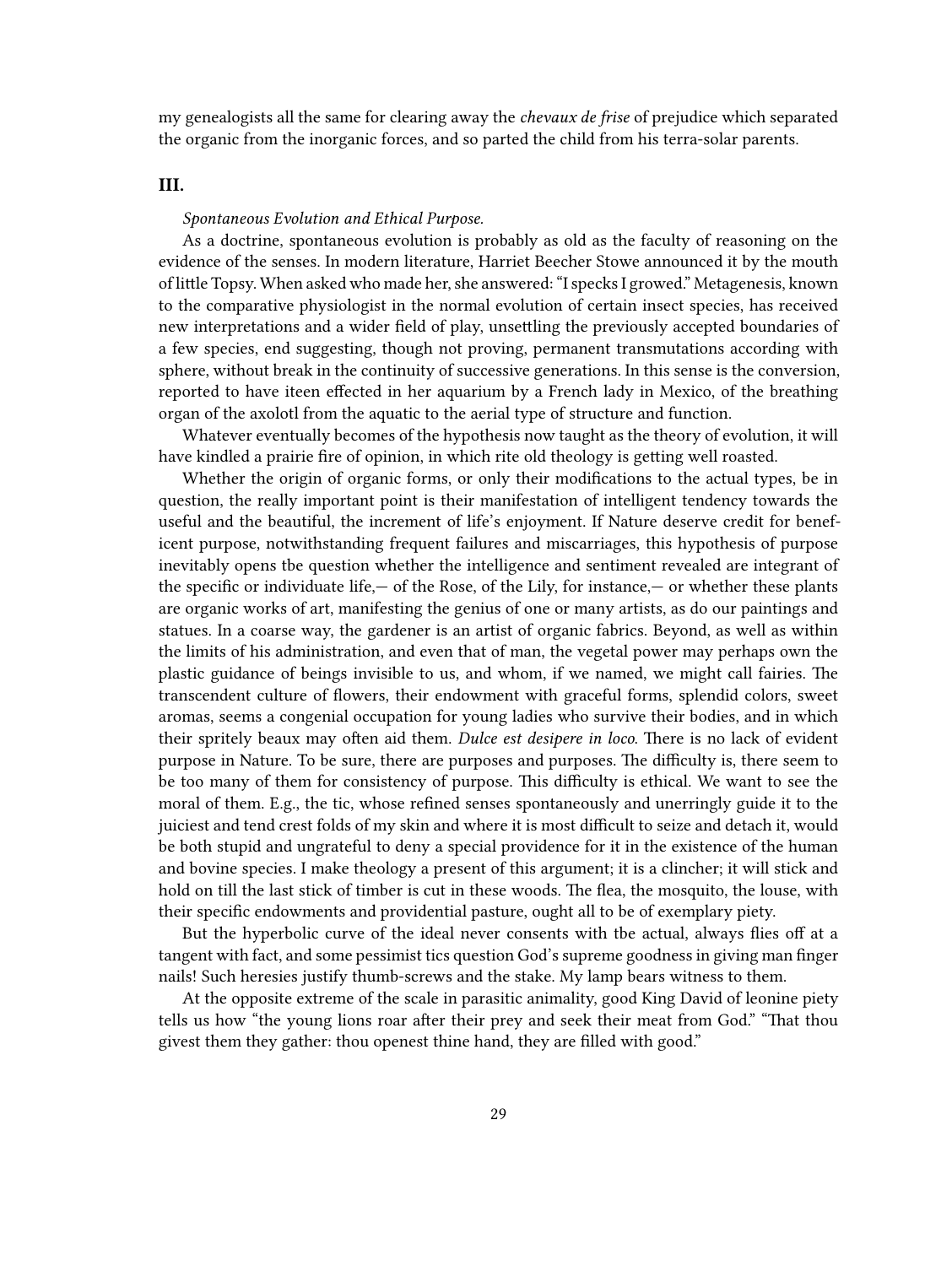my genealogists all the same for clearing away the *chevaux de frise* of prejudice which separated the organic from the inorganic forces, and so parted the child from his terra-solar parents.

### III.

*Spontaneous Evolution and Ethical Purpose.*

As a doctrine, spontaneous evolution is probably as old as the faculty of reasoning on the evidence of the senses. In modern literature, Harriet Beecher Stowe announced it by the mouth of little Topsy. When asked who made her, she answered: "I specks I growed." Metagenesis, known to the comparative physiologist in the normal evolution of certain insect species, has received new interpretations and a wider field of play, unsettling the previously accepted boundaries of a few species, end suggesting, though not proving, permanent transmutations according with sphere, without break in the continuity of successive generations. In this sense is the conversion, reported to have iteen effected in her aquarium by a French lady in Mexico, of the breathing organ of the axolotl from the aquatic to the aerial type of structure and function.

Whatever eventually becomes of the hypothesis now taught as the theory of evolution, it will have kindled a prairie fire of opinion, in which rite old theology is getting well roasted.

Whether the origin of organic forms, or only their modifications to the actual types, be in question, the really important point is their manifestation of intelligent tendency towards the useful and the beautiful, the increment of life's enjoyment. If Nature deserve credit for beneficent purpose, notwithstanding frequent failures and miscarriages, this hypothesis of purpose inevitably opens tbe question whether the intelligence and sentiment revealed are integrant of the specific or individuate life,— of the Rose, of the Lily, for instance,— or whether these plants are organic works of art, manifesting the genius of one or many artists, as do our paintings and statues. In a coarse way, the gardener is an artist of organic fabrics. Beyond, as well as within the limits of his administration, and even that of man, the vegetal power may perhaps own the plastic guidance of beings invisible to us, and whom, if we named, we might call fairies. The transcendent culture of flowers, their endowment with graceful forms, splendid colors, sweet aromas, seems a congenial occupation for young ladies who survive their bodies, and in which their spritely beaux may often aid them. *Dulce est desipere in loco.* There is no lack of evident purpose in Nature. To be sure, there are purposes and purposes. The difficulty is, there seem to be too many of them for consistency of purpose. This difficulty is ethical. We want to see the moral of them. E.g., the tic, whose refined senses spontaneously and unerringly guide it to the juiciest and tend crest folds of my skin and where it is most difficult to seize and detach it, would be both stupid and ungrateful to deny a special providence for it in the existence of the human and bovine species. I make theology a present of this argument; it is a clincher; it will stick and hold on till the last stick of timber is cut in these woods. The flea, the mosquito, the louse, with their specific endowments and providential pasture, ought all to be of exemplary piety.

But the hyperbolic curve of the ideal never consents with tbe actual, always flies off at a tangent with fact, and some pessimist tics question God's supreme goodness in giving man finger nails! Such heresies justify thumb-screws and the stake. My lamp bears witness to them.

At the opposite extreme of the scale in parasitic animality, good King David of leonine piety tells us how "the young lions roar after their prey and seek their meat from God." "That thou givest them they gather: thou openest thine hand, they are filled with good."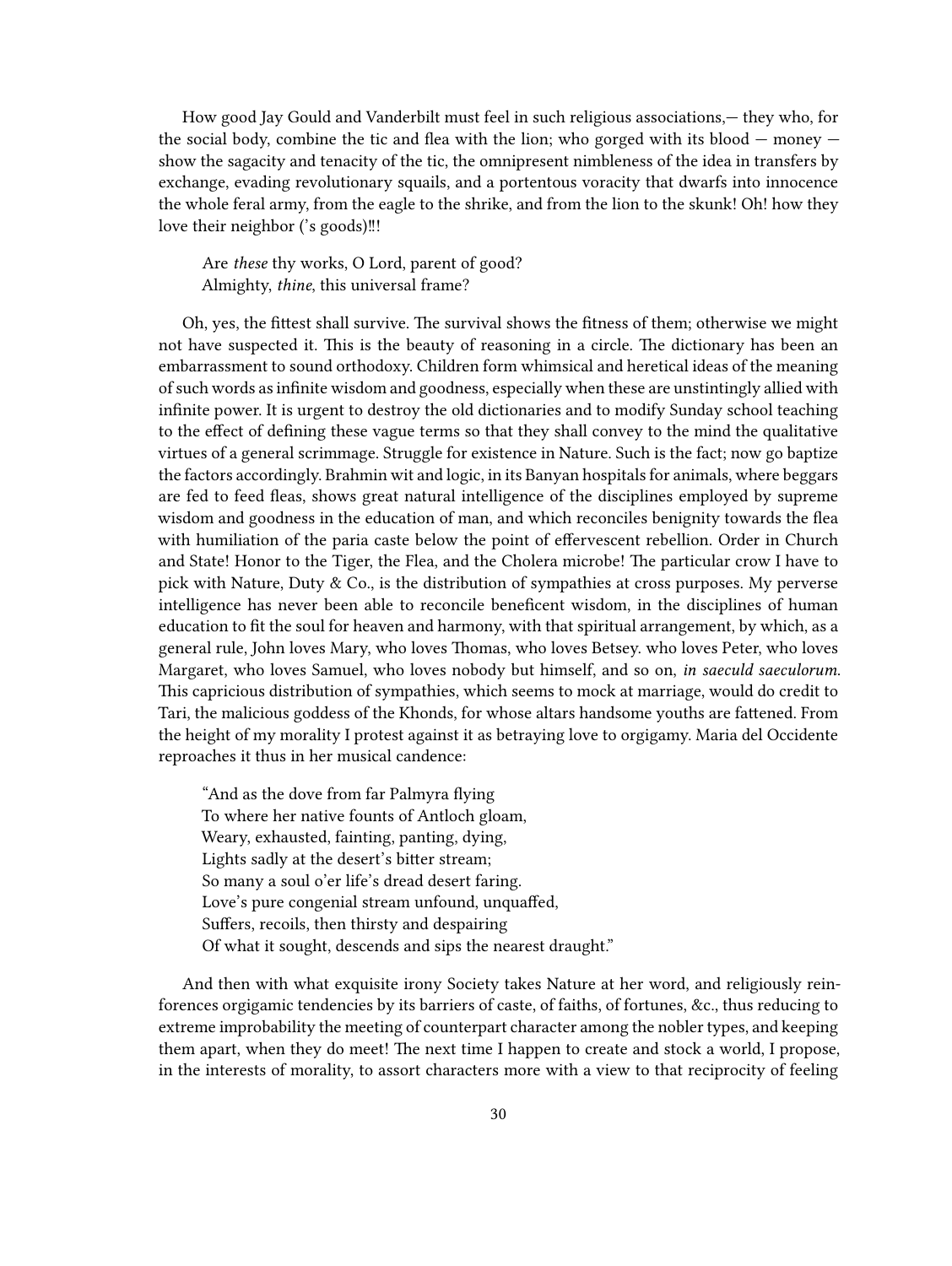How good Jay Gould and Vanderbilt must feel in such religious associations,— they who, for the social body, combine the tic and flea with the lion; who gorged with its blood — money — show the sagacity and tenacity of the tic, the omnipresent nimbleness of the idea in transfers by exchange, evading revolutionary squails, and a portentous voracity that dwarfs into innocence the whole feral army, from the eagle to the shrike, and from the lion to the skunk! Oh! how they love their neighbor ('s goods)‼!

> Are *these* thy works, O Lord, parent of good?
> Almighty, *thine*, this universal frame?

Oh, yes, the fittest shall survive. The survival shows the fitness of them; otherwise we might not have suspected it. This is the beauty of reasoning in a circle. The dictionary has been an embarrassment to sound orthodoxy. Children form whimsical and heretical ideas of the meaning of such words as infinite wisdom and goodness, especially when these are unstintingly allied with infinite power. It is urgent to destroy the old dictionaries and to modify Sunday school teaching to the effect of defining these vague terms so that they shall convey to the mind the qualitative virtues of a general scrimmage. Struggle for existence in Nature. Such is the fact; now go baptize the factors accordingly. Brahmin wit and logic, in its Banyan hospitals for animals, where beggars are fed to feed fleas, shows great natural intelligence of the disciplines employed by supreme wisdom and goodness in the education of man, and which reconciles benignity towards the flea with humiliation of the paria caste below the point of effervescent rebellion. Order in Church and State! Honor to the Tiger, the Flea, and the Cholera microbe! The particular crow I have to pick with Nature, Duty & Co., is the distribution of sympathies at cross purposes. My perverse intelligence has never been able to reconcile beneficent wisdom, in the disciplines of human education to fit the soul for heaven and harmony, with that spiritual arrangement, by which, as a general rule, John loves Mary, who loves Thomas, who loves Betsey. who loves Peter, who loves Margaret, who loves Samuel, who loves nobody but himself, and so on, *in saeculd saeculorum*. This capricious distribution of sympathies, which seems to mock at marriage, would do credit to Tari, the malicious goddess of the Khonds, for whose altars handsome youths are fattened. From the height of my morality I protest against it as betraying love to orgigamy. Maria del Occidente reproaches it thus in her musical candence:

> "And as the dove from far Palmyra flying
> To where her native founts of Antloch gloam,
> Weary, exhausted, fainting, panting, dying,
> Lights sadly at the desert's bitter stream;
> So many a soul o'er life's dread desert faring.
> Love's pure congenial stream unfound, unquaffed,
> Suffers, recoils, then thirsty and despairing
> Of what it sought, descends and sips the nearest draught."

And then with what exquisite irony Society takes Nature at her word, and religiously reinforences orgigamic tendencies by its barriers of caste, of faiths, of fortunes, &c., thus reducing to extreme improbability the meeting of counterpart character among the nobler types, and keeping them apart, when they do meet! The next time I happen to create and stock a world, I propose, in the interests of morality, to assort characters more with a view to that reciprocity of feeling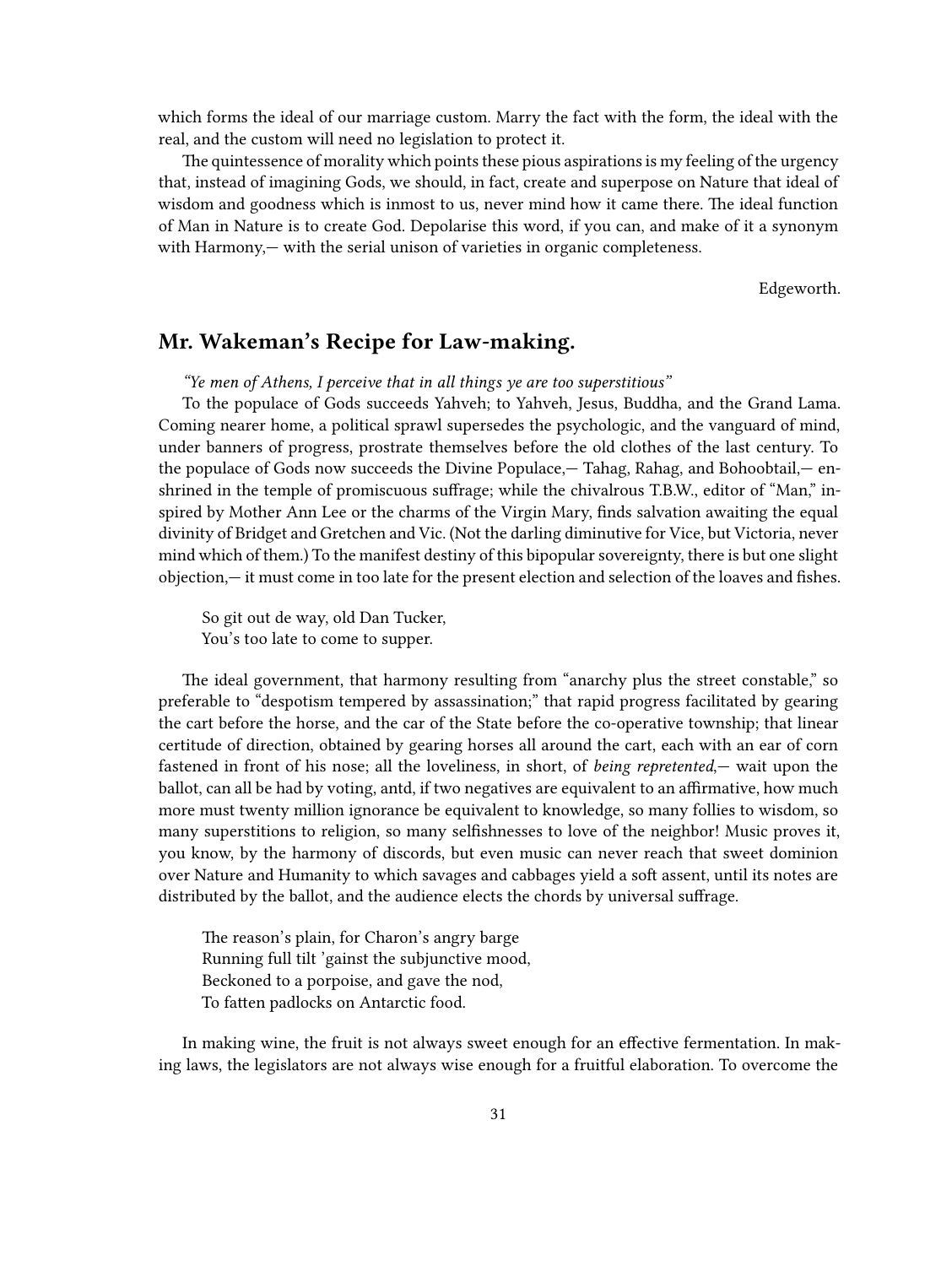which forms the ideal of our marriage custom. Marry the fact with the form, the ideal with the real, and the custom will need no legislation to protect it.

The quintessence of morality which points these pious aspirations is my feeling of the urgency that, instead of imagining Gods, we should, in fact, create and superpose on Nature that ideal of wisdom and goodness which is inmost to us, never mind how it came there. The ideal function of Man in Nature is to create God. Depolarise this word, if you can, and make of it a synonym with Harmony,— with the serial unison of varieties in organic completeness.

Edgeworth.

## Mr. Wakeman's Recipe for Law-making.

*"Ye men of Athens, I perceive that in all things ye are too superstitious"*

To the populace of Gods succeeds Yahveh; to Yahveh, Jesus, Buddha, and the Grand Lama. Coming nearer home, a political sprawl supersedes the psychologic, and the vanguard of mind, under banners of progress, prostrate themselves before the old clothes of the last century. To the populace of Gods now succeeds the Divine Populace,— Tahag, Rahag, and Bohoobtail,— enshrined in the temple of promiscuous suffrage; while the chivalrous T.B.W., editor of "Man," inspired by Mother Ann Lee or the charms of the Virgin Mary, finds salvation awaiting the equal divinity of Bridget and Gretchen and Vic. (Not the darling diminutive for Vice, but Victoria, never mind which of them.) To the manifest destiny of this bipopular sovereignty, there is but one slight objection,— it must come in too late for the present election and selection of the loaves and fishes.

So git out de way, old Dan Tucker,  
You's too late to come to supper.

The ideal government, that harmony resulting from "anarchy plus the street constable," so preferable to "despotism tempered by assassination;" that rapid progress facilitated by gearing the cart before the horse, and the car of the State before the co-operative township; that linear certitude of direction, obtained by gearing horses all around the cart, each with an ear of corn fastened in front of his nose; all the loveliness, in short, of *being repretented*,— wait upon the ballot, can all be had by voting, antd, if two negatives are equivalent to an affirmative, how much more must twenty million ignorance be equivalent to knowledge, so many follies to wisdom, so many superstitions to religion, so many selfishnesses to love of the neighbor! Music proves it, you know, by the harmony of discords, but even music can never reach that sweet dominion over Nature and Humanity to which savages and cabbages yield a soft assent, until its notes are distributed by the ballot, and the audience elects the chords by universal suffrage.

The reason's plain, for Charon's angry barge  
Running full tilt 'gainst the subjunctive mood,  
Beckoned to a porpoise, and gave the nod,  
To fatten padlocks on Antarctic food.

In making wine, the fruit is not always sweet enough for an effective fermentation. In making laws, the legislators are not always wise enough for a fruitful elaboration. To overcome the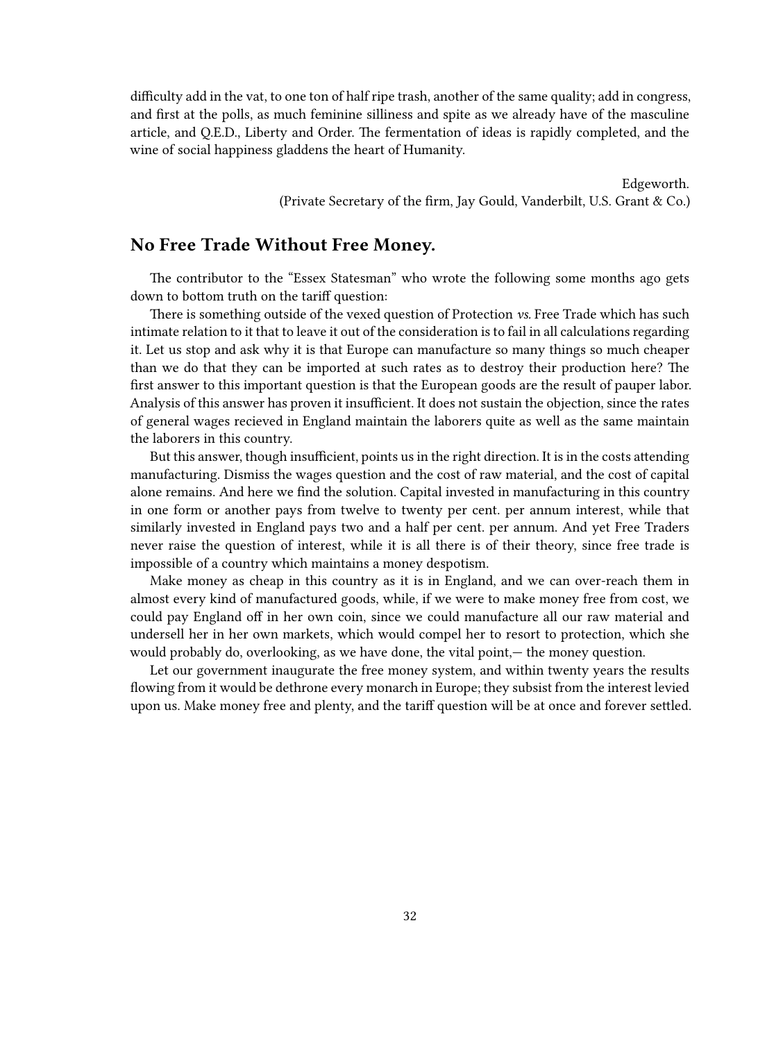difficulty add in the vat, to one ton of half ripe trash, another of the same quality; add in congress, and first at the polls, as much feminine silliness and spite as we already have of the masculine article, and Q.E.D., Liberty and Order. The fermentation of ideas is rapidly completed, and the wine of social happiness gladdens the heart of Humanity.

Edgeworth.
(Private Secretary of the firm, Jay Gould, Vanderbilt, U.S. Grant & Co.)

## No Free Trade Without Free Money.

The contributor to the "Essex Statesman" who wrote the following some months ago gets down to bottom truth on the tariff question:

There is something outside of the vexed question of Protection *vs.* Free Trade which has such intimate relation to it that to leave it out of the consideration is to fail in all calculations regarding it. Let us stop and ask why it is that Europe can manufacture so many things so much cheaper than we do that they can be imported at such rates as to destroy their production here? The first answer to this important question is that the European goods are the result of pauper labor. Analysis of this answer has proven it insufficient. It does not sustain the objection, since the rates of general wages recieved in England maintain the laborers quite as well as the same maintain the laborers in this country.

But this answer, though insufficient, points us in the right direction. It is in the costs attending manufacturing. Dismiss the wages question and the cost of raw material, and the cost of capital alone remains. And here we find the solution. Capital invested in manufacturing in this country in one form or another pays from twelve to twenty per cent. per annum interest, while that similarly invested in England pays two and a half per cent. per annum. And yet Free Traders never raise the question of interest, while it is all there is of their theory, since free trade is impossible of a country which maintains a money despotism.

Make money as cheap in this country as it is in England, and we can over-reach them in almost every kind of manufactured goods, while, if we were to make money free from cost, we could pay England off in her own coin, since we could manufacture all our raw material and undersell her in her own markets, which would compel her to resort to protection, which she would probably do, overlooking, as we have done, the vital point,— the money question.

Let our government inaugurate the free money system, and within twenty years the results flowing from it would be dethrone every monarch in Europe; they subsist from the interest levied upon us. Make money free and plenty, and the tariff question will be at once and forever settled.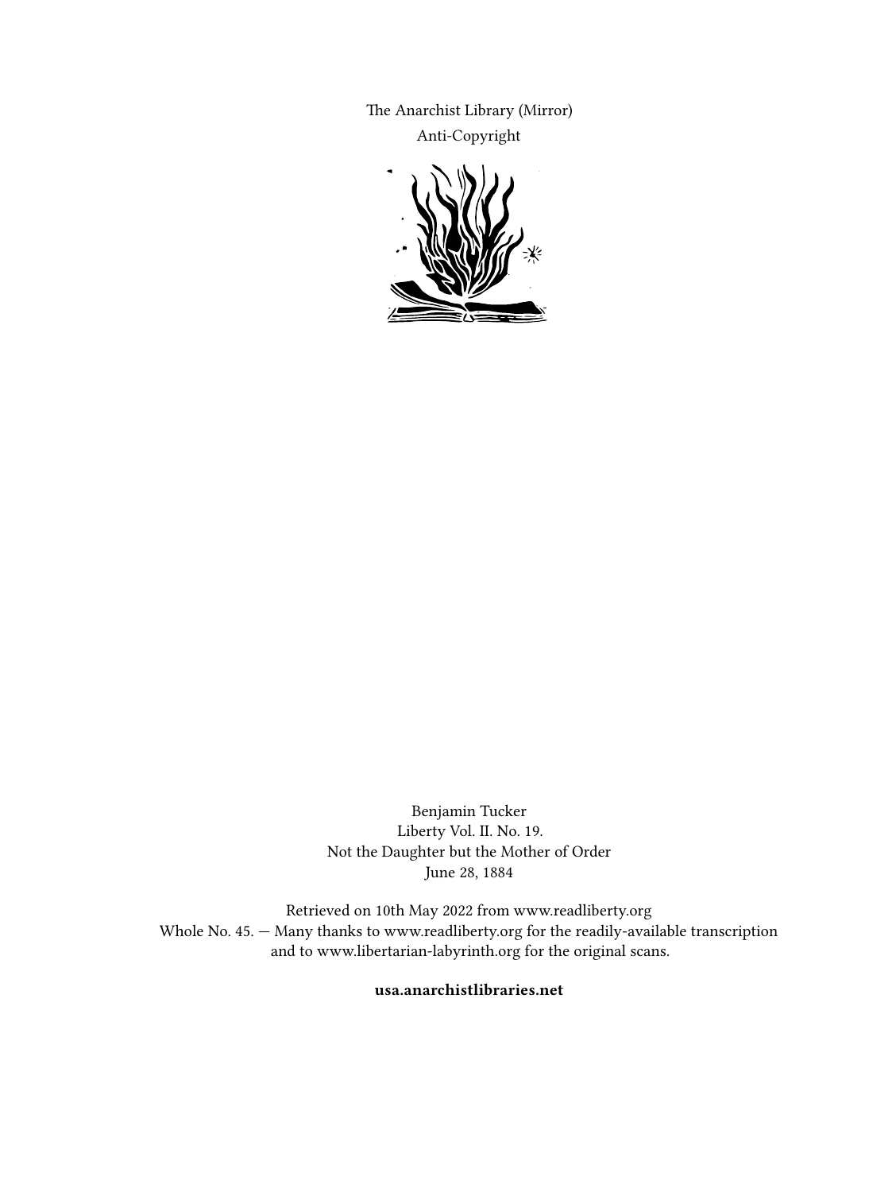The Anarchist Library (Mirror)
Anti-Copyright

Benjamin Tucker
Liberty Vol. II. No. 19.
Not the Daughter but the Mother of Order
June 28, 1884

Retrieved on 10th May 2022 from www.readliberty.org
Whole No. 45. — Many thanks to www.readliberty.org for the readily-available transcription and to www.libertarian-labyrinth.org for the original scans.

**usa.anarchistlibraries.net**